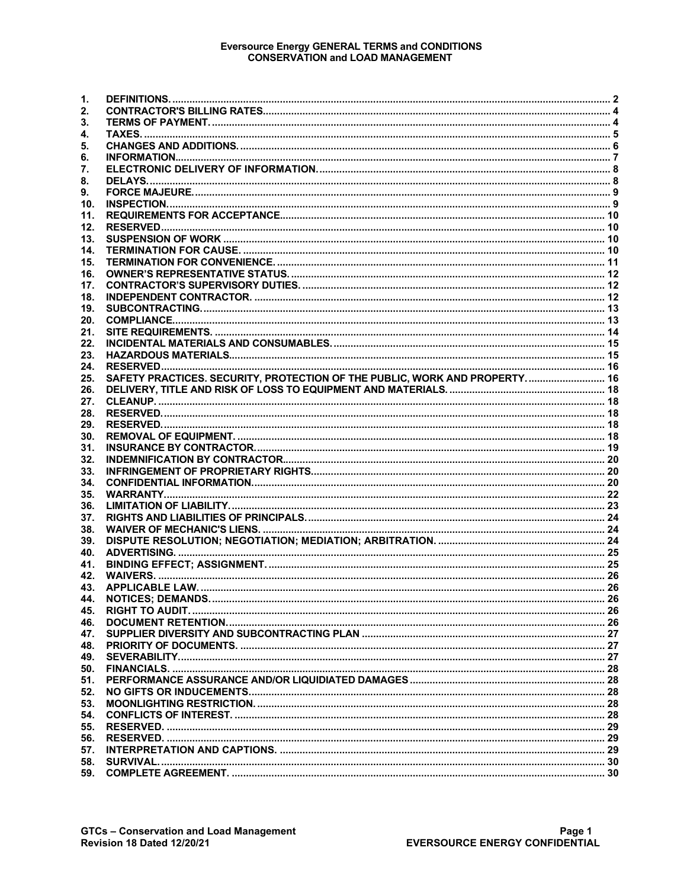# Eversource Energy GENERAL TERMS and CONDITIONS
## CONSERVATION and LOAD MANAGEMENT

| | | |
|---|---|---|
| 1. | DEFINITIONS. | 2 |
| 2. | CONTRACTOR'S BILLING RATES | 4 |
| 3. | TERMS OF PAYMENT. | 4 |
| 4. | TAXES. | 5 |
| 5. | CHANGES AND ADDITIONS. | 6 |
| 6. | INFORMATION. | 7 |
| 7. | ELECTRONIC DELIVERY OF INFORMATION. | 8 |
| 8. | DELAYS. | 8 |
| 9. | FORCE MAJEURE. | 9 |
| 10. | INSPECTION. | 9 |
| 11. | REQUIREMENTS FOR ACCEPTANCE. | 10 |
| 12. | RESERVED | 10 |
| 13. | SUSPENSION OF WORK | 10 |
| 14. | TERMINATION FOR CAUSE. | 10 |
| 15. | TERMINATION FOR CONVENIENCE. | 11 |
| 16. | OWNER'S REPRESENTATIVE STATUS. | 12 |
| 17. | CONTRACTOR'S SUPERVISORY DUTIES. | 12 |
| 18. | INDEPENDENT CONTRACTOR. | 12 |
| 19. | SUBCONTRACTING. | 13 |
| 20. | COMPLIANCE. | 13 |
| 21. | SITE REQUIREMENTS. | 14 |
| 22. | INCIDENTAL MATERIALS AND CONSUMABLES. | 15 |
| 23. | HAZARDOUS MATERIALS. | 15 |
| 24. | RESERVED | 16 |
| 25. | SAFETY PRACTICES. SECURITY, PROTECTION OF THE PUBLIC, WORK AND PROPERTY. | 16 |
| 26. | DELIVERY, TITLE AND RISK OF LOSS TO EQUIPMENT AND MATERIALS. | 18 |
| 27. | CLEANUP. | 18 |
| 28. | RESERVED. | 18 |
| 29. | RESERVED. | 18 |
| 30. | REMOVAL OF EQUIPMENT. | 18 |
| 31. | INSURANCE BY CONTRACTOR. | 19 |
| 32. | INDEMNIFICATION BY CONTRACTOR. | 20 |
| 33. | INFRINGEMENT OF PROPRIETARY RIGHTS. | 20 |
| 34. | CONFIDENTIAL INFORMATION. | 20 |
| 35. | WARRANTY. | 22 |
| 36. | LIMITATION OF LIABILITY. | 23 |
| 37. | RIGHTS AND LIABILITIES OF PRINCIPALS. | 24 |
| 38. | WAIVER OF MECHANIC'S LIENS. | 24 |
| 39. | DISPUTE RESOLUTION; NEGOTIATION; MEDIATION; ARBITRATION. | 24 |
| 40. | ADVERTISING. | 25 |
| 41. | BINDING EFFECT; ASSIGNMENT. | 25 |
| 42. | WAIVERS. | 26 |
| 43. | APPLICABLE LAW. | 26 |
| 44. | NOTICES; DEMANDS. | 26 |
| 45. | RIGHT TO AUDIT. | 26 |
| 46. | DOCUMENT RETENTION. | 26 |
| 47. | SUPPLIER DIVERSITY AND SUBCONTRACTING PLAN | 27 |
| 48. | PRIORITY OF DOCUMENTS. | 27 |
| 49. | SEVERABILITY. | 27 |
| 50. | FINANCIALS. | 28 |
| 51. | PERFORMANCE ASSURANCE AND/OR LIQUIDIATED DAMAGES | 28 |
| 52. | NO GIFTS OR INDUCEMENTS. | 28 |
| 53. | MOONLIGHTING RESTRICTION. | 28 |
| 54. | CONFLICTS OF INTEREST. | 28 |
| 55. | RESERVED. | 29 |
| 56. | RESERVED. | 29 |
| 57. | INTERPRETATION AND CAPTIONS. | 29 |
| 58. | SURVIVAL. | 30 |
| 59. | COMPLETE AGREEMENT. | 30 |

GTCs – Conservation and Load Management
Revision 18 Dated 12/20/21

EVERSOURCE ENERGY CONFIDENTIAL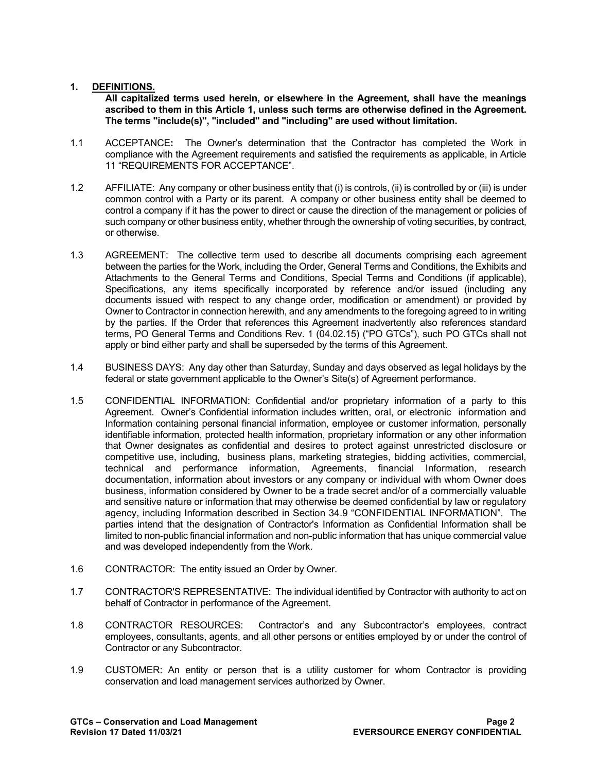## 1. DEFINITIONS.

**All capitalized terms used herein, or elsewhere in the Agreement, shall have the meanings ascribed to them in this Article 1, unless such terms are otherwise defined in the Agreement. The terms "include(s)", "included" and "including" are used without limitation.**

1.1 ACCEPTANCE**:** The Owner's determination that the Contractor has completed the Work in compliance with the Agreement requirements and satisfied the requirements as applicable, in Article 11 "REQUIREMENTS FOR ACCEPTANCE".

1.2 AFFILIATE: Any company or other business entity that (i) is controls, (ii) is controlled by or (iii) is under common control with a Party or its parent. A company or other business entity shall be deemed to control a company if it has the power to direct or cause the direction of the management or policies of such company or other business entity, whether through the ownership of voting securities, by contract, or otherwise.

1.3 AGREEMENT: The collective term used to describe all documents comprising each agreement between the parties for the Work, including the Order, General Terms and Conditions, the Exhibits and Attachments to the General Terms and Conditions, Special Terms and Conditions (if applicable), Specifications, any items specifically incorporated by reference and/or issued (including any documents issued with respect to any change order, modification or amendment) or provided by Owner to Contractor in connection herewith, and any amendments to the foregoing agreed to in writing by the parties. If the Order that references this Agreement inadvertently also references standard terms, PO General Terms and Conditions Rev. 1 (04.02.15) ("PO GTCs"), such PO GTCs shall not apply or bind either party and shall be superseded by the terms of this Agreement.

1.4 BUSINESS DAYS: Any day other than Saturday, Sunday and days observed as legal holidays by the federal or state government applicable to the Owner's Site(s) of Agreement performance.

1.5 CONFIDENTIAL INFORMATION: Confidential and/or proprietary information of a party to this Agreement. Owner's Confidential information includes written, oral, or electronic information and Information containing personal financial information, employee or customer information, personally identifiable information, protected health information, proprietary information or any other information that Owner designates as confidential and desires to protect against unrestricted disclosure or competitive use, including, business plans, marketing strategies, bidding activities, commercial, technical and performance information, Agreements, financial Information, research documentation, information about investors or any company or individual with whom Owner does business, information considered by Owner to be a trade secret and/or of a commercially valuable and sensitive nature or information that may otherwise be deemed confidential by law or regulatory agency, including Information described in Section 34.9 "CONFIDENTIAL INFORMATION". The parties intend that the designation of Contractor's Information as Confidential Information shall be limited to non-public financial information and non-public information that has unique commercial value and was developed independently from the Work.

1.6 CONTRACTOR: The entity issued an Order by Owner.

1.7 CONTRACTOR'S REPRESENTATIVE: The individual identified by Contractor with authority to act on behalf of Contractor in performance of the Agreement.

1.8 CONTRACTOR RESOURCES: Contractor's and any Subcontractor's employees, contract employees, consultants, agents, and all other persons or entities employed by or under the control of Contractor or any Subcontractor.

1.9 CUSTOMER: An entity or person that is a utility customer for whom Contractor is providing conservation and load management services authorized by Owner.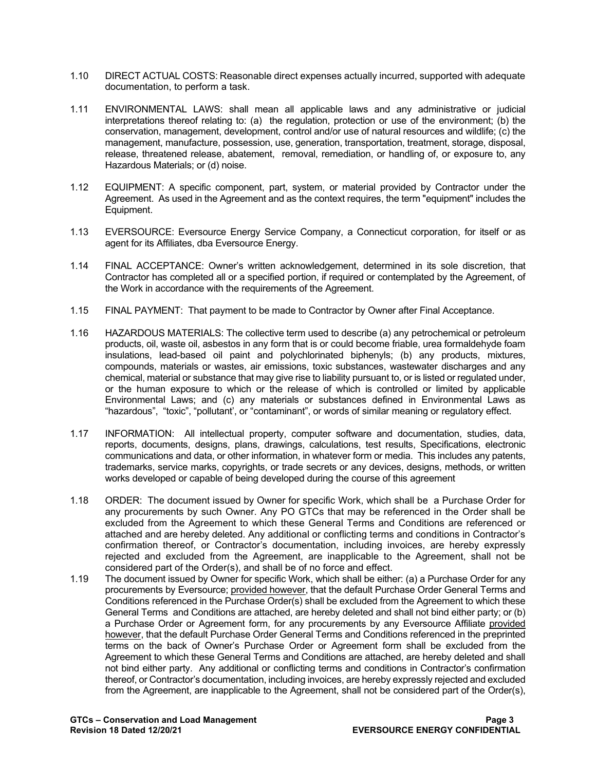1.10 DIRECT ACTUAL COSTS: Reasonable direct expenses actually incurred, supported with adequate documentation, to perform a task.

1.11 ENVIRONMENTAL LAWS: shall mean all applicable laws and any administrative or judicial interpretations thereof relating to: (a) the regulation, protection or use of the environment; (b) the conservation, management, development, control and/or use of natural resources and wildlife; (c) the management, manufacture, possession, use, generation, transportation, treatment, storage, disposal, release, threatened release, abatement, removal, remediation, or handling of, or exposure to, any Hazardous Materials; or (d) noise.

1.12 EQUIPMENT: A specific component, part, system, or material provided by Contractor under the Agreement. As used in the Agreement and as the context requires, the term "equipment" includes the Equipment.

1.13 EVERSOURCE: Eversource Energy Service Company, a Connecticut corporation, for itself or as agent for its Affiliates, dba Eversource Energy.

1.14 FINAL ACCEPTANCE: Owner's written acknowledgement, determined in its sole discretion, that Contractor has completed all or a specified portion, if required or contemplated by the Agreement, of the Work in accordance with the requirements of the Agreement.

1.15 FINAL PAYMENT: That payment to be made to Contractor by Owner after Final Acceptance.

1.16 HAZARDOUS MATERIALS: The collective term used to describe (a) any petrochemical or petroleum products, oil, waste oil, asbestos in any form that is or could become friable, urea formaldehyde foam insulations, lead-based oil paint and polychlorinated biphenyls; (b) any products, mixtures, compounds, materials or wastes, air emissions, toxic substances, wastewater discharges and any chemical, material or substance that may give rise to liability pursuant to, or is listed or regulated under, or the human exposure to which or the release of which is controlled or limited by applicable Environmental Laws; and (c) any materials or substances defined in Environmental Laws as "hazardous", "toxic", "pollutant', or "contaminant", or words of similar meaning or regulatory effect.

1.17 INFORMATION: All intellectual property, computer software and documentation, studies, data, reports, documents, designs, plans, drawings, calculations, test results, Specifications, electronic communications and data, or other information, in whatever form or media. This includes any patents, trademarks, service marks, copyrights, or trade secrets or any devices, designs, methods, or written works developed or capable of being developed during the course of this agreement

1.18 ORDER: The document issued by Owner for specific Work, which shall be a Purchase Order for any procurements by such Owner. Any PO GTCs that may be referenced in the Order shall be excluded from the Agreement to which these General Terms and Conditions are referenced or attached and are hereby deleted. Any additional or conflicting terms and conditions in Contractor's confirmation thereof, or Contractor's documentation, including invoices, are hereby expressly rejected and excluded from the Agreement, are inapplicable to the Agreement, shall not be considered part of the Order(s), and shall be of no force and effect.

1.19 The document issued by Owner for specific Work, which shall be either: (a) a Purchase Order for any procurements by Eversource; provided however, that the default Purchase Order General Terms and Conditions referenced in the Purchase Order(s) shall be excluded from the Agreement to which these General Terms and Conditions are attached, are hereby deleted and shall not bind either party; or (b) a Purchase Order or Agreement form, for any procurements by any Eversource Affiliate provided however, that the default Purchase Order General Terms and Conditions referenced in the preprinted terms on the back of Owner's Purchase Order or Agreement form shall be excluded from the Agreement to which these General Terms and Conditions are attached, are hereby deleted and shall not bind either party. Any additional or conflicting terms and conditions in Contractor's confirmation thereof, or Contractor's documentation, including invoices, are hereby expressly rejected and excluded from the Agreement, are inapplicable to the Agreement, shall not be considered part of the Order(s),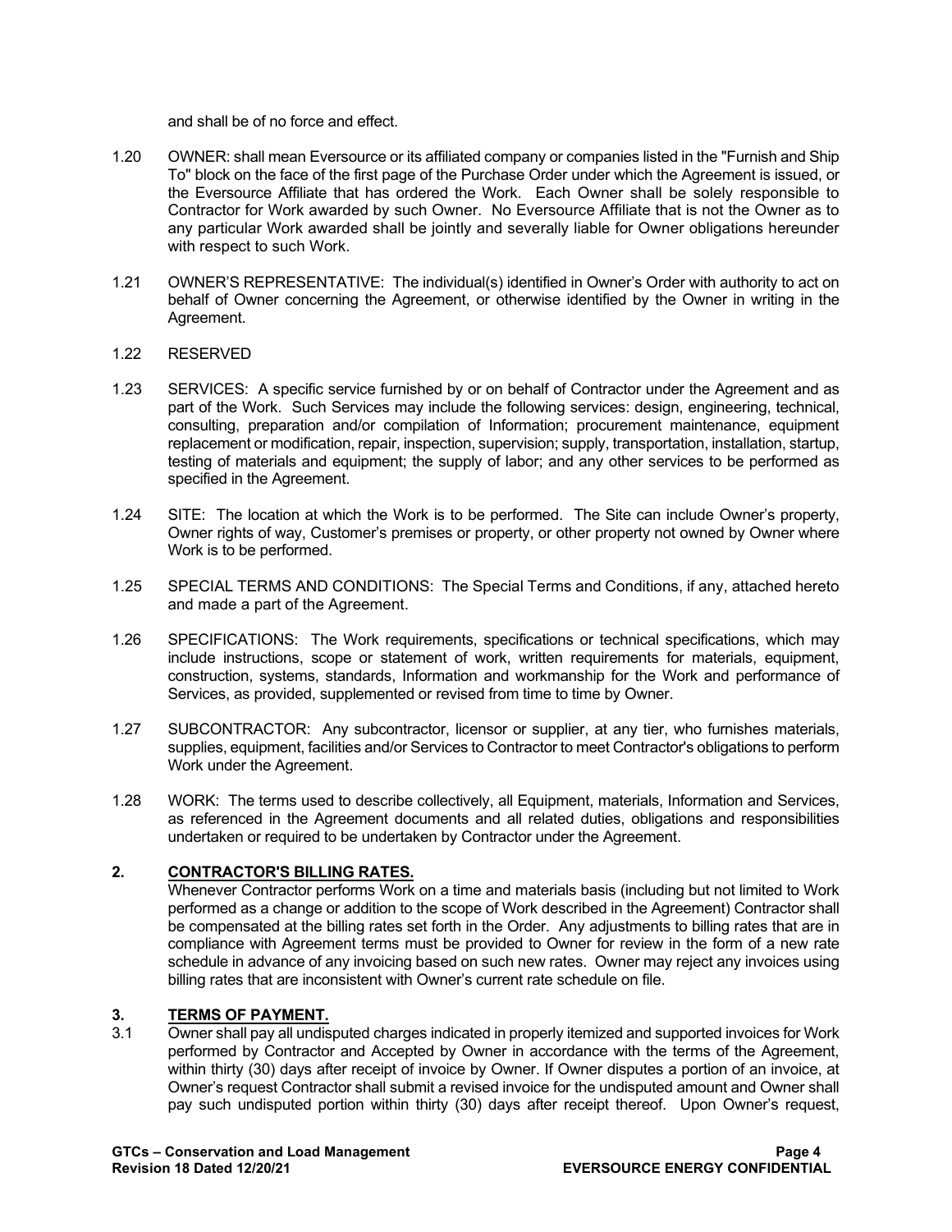and shall be of no force and effect.

1.20 OWNER: shall mean Eversource or its affiliated company or companies listed in the "Furnish and Ship To" block on the face of the first page of the Purchase Order under which the Agreement is issued, or the Eversource Affiliate that has ordered the Work. Each Owner shall be solely responsible to Contractor for Work awarded by such Owner. No Eversource Affiliate that is not the Owner as to any particular Work awarded shall be jointly and severally liable for Owner obligations hereunder with respect to such Work.

1.21 OWNER'S REPRESENTATIVE: The individual(s) identified in Owner's Order with authority to act on behalf of Owner concerning the Agreement, or otherwise identified by the Owner in writing in the Agreement.

1.22 RESERVED

1.23 SERVICES: A specific service furnished by or on behalf of Contractor under the Agreement and as part of the Work. Such Services may include the following services: design, engineering, technical, consulting, preparation and/or compilation of Information; procurement maintenance, equipment replacement or modification, repair, inspection, supervision; supply, transportation, installation, startup, testing of materials and equipment; the supply of labor; and any other services to be performed as specified in the Agreement.

1.24 SITE: The location at which the Work is to be performed. The Site can include Owner's property, Owner rights of way, Customer's premises or property, or other property not owned by Owner where Work is to be performed.

1.25 SPECIAL TERMS AND CONDITIONS: The Special Terms and Conditions, if any, attached hereto and made a part of the Agreement.

1.26 SPECIFICATIONS: The Work requirements, specifications or technical specifications, which may include instructions, scope or statement of work, written requirements for materials, equipment, construction, systems, standards, Information and workmanship for the Work and performance of Services, as provided, supplemented or revised from time to time by Owner.

1.27 SUBCONTRACTOR: Any subcontractor, licensor or supplier, at any tier, who furnishes materials, supplies, equipment, facilities and/or Services to Contractor to meet Contractor's obligations to perform Work under the Agreement.

1.28 WORK: The terms used to describe collectively, all Equipment, materials, Information and Services, as referenced in the Agreement documents and all related duties, obligations and responsibilities undertaken or required to be undertaken by Contractor under the Agreement.

## 2. CONTRACTOR'S BILLING RATES.

Whenever Contractor performs Work on a time and materials basis (including but not limited to Work performed as a change or addition to the scope of Work described in the Agreement) Contractor shall be compensated at the billing rates set forth in the Order. Any adjustments to billing rates that are in compliance with Agreement terms must be provided to Owner for review in the form of a new rate schedule in advance of any invoicing based on such new rates. Owner may reject any invoices using billing rates that are inconsistent with Owner's current rate schedule on file.

## 3. TERMS OF PAYMENT.

3.1 Owner shall pay all undisputed charges indicated in properly itemized and supported invoices for Work performed by Contractor and Accepted by Owner in accordance with the terms of the Agreement, within thirty (30) days after receipt of invoice by Owner. If Owner disputes a portion of an invoice, at Owner's request Contractor shall submit a revised invoice for the undisputed amount and Owner shall pay such undisputed portion within thirty (30) days after receipt thereof. Upon Owner's request,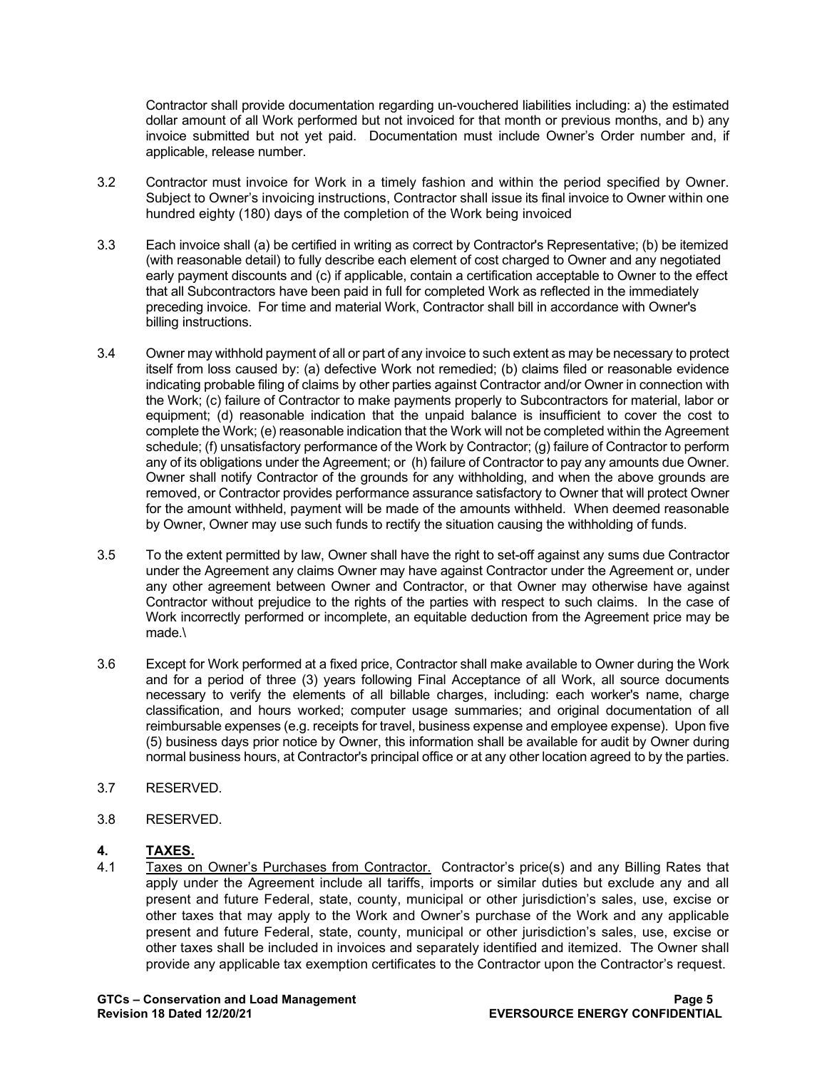Contractor shall provide documentation regarding un-vouchered liabilities including: a) the estimated dollar amount of all Work performed but not invoiced for that month or previous months, and b) any invoice submitted but not yet paid. Documentation must include Owner's Order number and, if applicable, release number.

3.2 Contractor must invoice for Work in a timely fashion and within the period specified by Owner. Subject to Owner's invoicing instructions, Contractor shall issue its final invoice to Owner within one hundred eighty (180) days of the completion of the Work being invoiced

3.3 Each invoice shall (a) be certified in writing as correct by Contractor's Representative; (b) be itemized (with reasonable detail) to fully describe each element of cost charged to Owner and any negotiated early payment discounts and (c) if applicable, contain a certification acceptable to Owner to the effect that all Subcontractors have been paid in full for completed Work as reflected in the immediately preceding invoice. For time and material Work, Contractor shall bill in accordance with Owner's billing instructions.

3.4 Owner may withhold payment of all or part of any invoice to such extent as may be necessary to protect itself from loss caused by: (a) defective Work not remedied; (b) claims filed or reasonable evidence indicating probable filing of claims by other parties against Contractor and/or Owner in connection with the Work; (c) failure of Contractor to make payments properly to Subcontractors for material, labor or equipment; (d) reasonable indication that the unpaid balance is insufficient to cover the cost to complete the Work; (e) reasonable indication that the Work will not be completed within the Agreement schedule; (f) unsatisfactory performance of the Work by Contractor; (g) failure of Contractor to perform any of its obligations under the Agreement; or (h) failure of Contractor to pay any amounts due Owner. Owner shall notify Contractor of the grounds for any withholding, and when the above grounds are removed, or Contractor provides performance assurance satisfactory to Owner that will protect Owner for the amount withheld, payment will be made of the amounts withheld. When deemed reasonable by Owner, Owner may use such funds to rectify the situation causing the withholding of funds.

3.5 To the extent permitted by law, Owner shall have the right to set-off against any sums due Contractor under the Agreement any claims Owner may have against Contractor under the Agreement or, under any other agreement between Owner and Contractor, or that Owner may otherwise have against Contractor without prejudice to the rights of the parties with respect to such claims. In the case of Work incorrectly performed or incomplete, an equitable deduction from the Agreement price may be made.\

3.6 Except for Work performed at a fixed price, Contractor shall make available to Owner during the Work and for a period of three (3) years following Final Acceptance of all Work, all source documents necessary to verify the elements of all billable charges, including: each worker's name, charge classification, and hours worked; computer usage summaries; and original documentation of all reimbursable expenses (e.g. receipts for travel, business expense and employee expense). Upon five (5) business days prior notice by Owner, this information shall be available for audit by Owner during normal business hours, at Contractor's principal office or at any other location agreed to by the parties.

3.7 RESERVED.

3.8 RESERVED.

## 4. TAXES.

4.1 Taxes on Owner's Purchases from Contractor. Contractor's price(s) and any Billing Rates that apply under the Agreement include all tariffs, imports or similar duties but exclude any and all present and future Federal, state, county, municipal or other jurisdiction's sales, use, excise or other taxes that may apply to the Work and Owner's purchase of the Work and any applicable present and future Federal, state, county, municipal or other jurisdiction's sales, use, excise or other taxes shall be included in invoices and separately identified and itemized. The Owner shall provide any applicable tax exemption certificates to the Contractor upon the Contractor's request.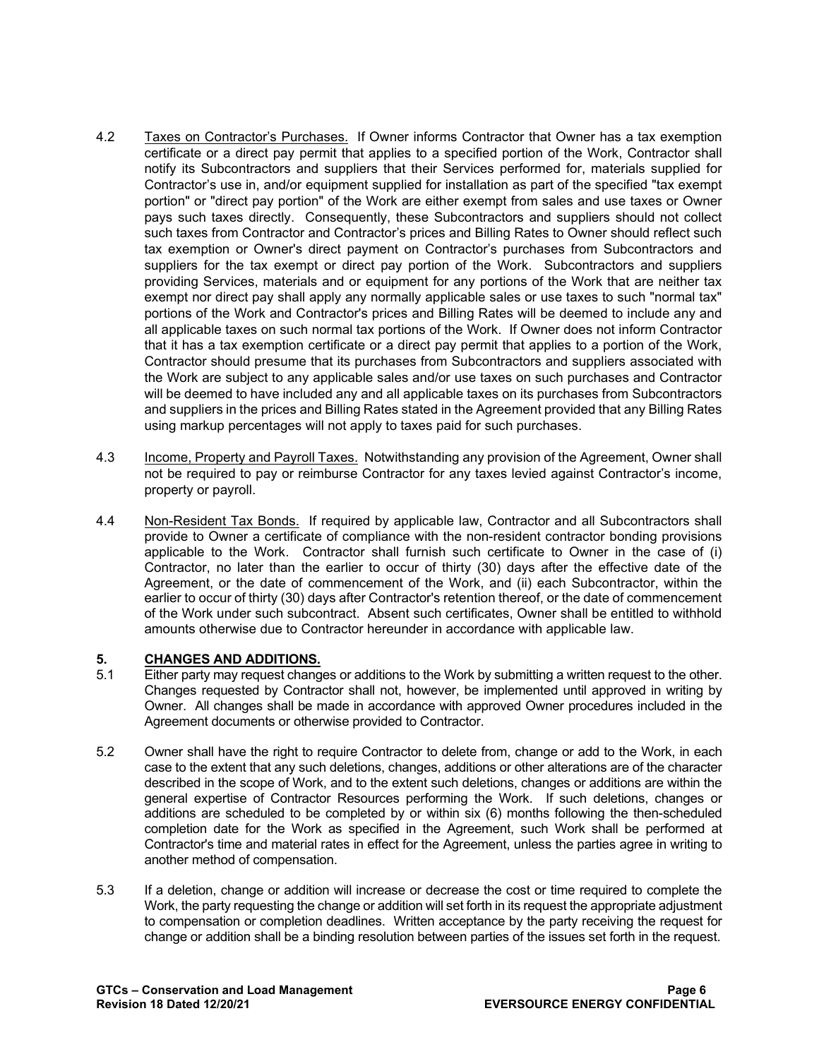4.2 Taxes on Contractor's Purchases. If Owner informs Contractor that Owner has a tax exemption certificate or a direct pay permit that applies to a specified portion of the Work, Contractor shall notify its Subcontractors and suppliers that their Services performed for, materials supplied for Contractor's use in, and/or equipment supplied for installation as part of the specified "tax exempt portion" or "direct pay portion" of the Work are either exempt from sales and use taxes or Owner pays such taxes directly. Consequently, these Subcontractors and suppliers should not collect such taxes from Contractor and Contractor's prices and Billing Rates to Owner should reflect such tax exemption or Owner's direct payment on Contractor's purchases from Subcontractors and suppliers for the tax exempt or direct pay portion of the Work. Subcontractors and suppliers providing Services, materials and or equipment for any portions of the Work that are neither tax exempt nor direct pay shall apply any normally applicable sales or use taxes to such "normal tax" portions of the Work and Contractor's prices and Billing Rates will be deemed to include any and all applicable taxes on such normal tax portions of the Work. If Owner does not inform Contractor that it has a tax exemption certificate or a direct pay permit that applies to a portion of the Work, Contractor should presume that its purchases from Subcontractors and suppliers associated with the Work are subject to any applicable sales and/or use taxes on such purchases and Contractor will be deemed to have included any and all applicable taxes on its purchases from Subcontractors and suppliers in the prices and Billing Rates stated in the Agreement provided that any Billing Rates using markup percentages will not apply to taxes paid for such purchases.

4.3 Income, Property and Payroll Taxes. Notwithstanding any provision of the Agreement, Owner shall not be required to pay or reimburse Contractor for any taxes levied against Contractor's income, property or payroll.

4.4 Non-Resident Tax Bonds. If required by applicable law, Contractor and all Subcontractors shall provide to Owner a certificate of compliance with the non-resident contractor bonding provisions applicable to the Work. Contractor shall furnish such certificate to Owner in the case of (i) Contractor, no later than the earlier to occur of thirty (30) days after the effective date of the Agreement, or the date of commencement of the Work, and (ii) each Subcontractor, within the earlier to occur of thirty (30) days after Contractor's retention thereof, or the date of commencement of the Work under such subcontract. Absent such certificates, Owner shall be entitled to withhold amounts otherwise due to Contractor hereunder in accordance with applicable law.

## 5. CHANGES AND ADDITIONS.

5.1 Either party may request changes or additions to the Work by submitting a written request to the other. Changes requested by Contractor shall not, however, be implemented until approved in writing by Owner. All changes shall be made in accordance with approved Owner procedures included in the Agreement documents or otherwise provided to Contractor.

5.2 Owner shall have the right to require Contractor to delete from, change or add to the Work, in each case to the extent that any such deletions, changes, additions or other alterations are of the character described in the scope of Work, and to the extent such deletions, changes or additions are within the general expertise of Contractor Resources performing the Work. If such deletions, changes or additions are scheduled to be completed by or within six (6) months following the then-scheduled completion date for the Work as specified in the Agreement, such Work shall be performed at Contractor's time and material rates in effect for the Agreement, unless the parties agree in writing to another method of compensation.

5.3 If a deletion, change or addition will increase or decrease the cost or time required to complete the Work, the party requesting the change or addition will set forth in its request the appropriate adjustment to compensation or completion deadlines. Written acceptance by the party receiving the request for change or addition shall be a binding resolution between parties of the issues set forth in the request.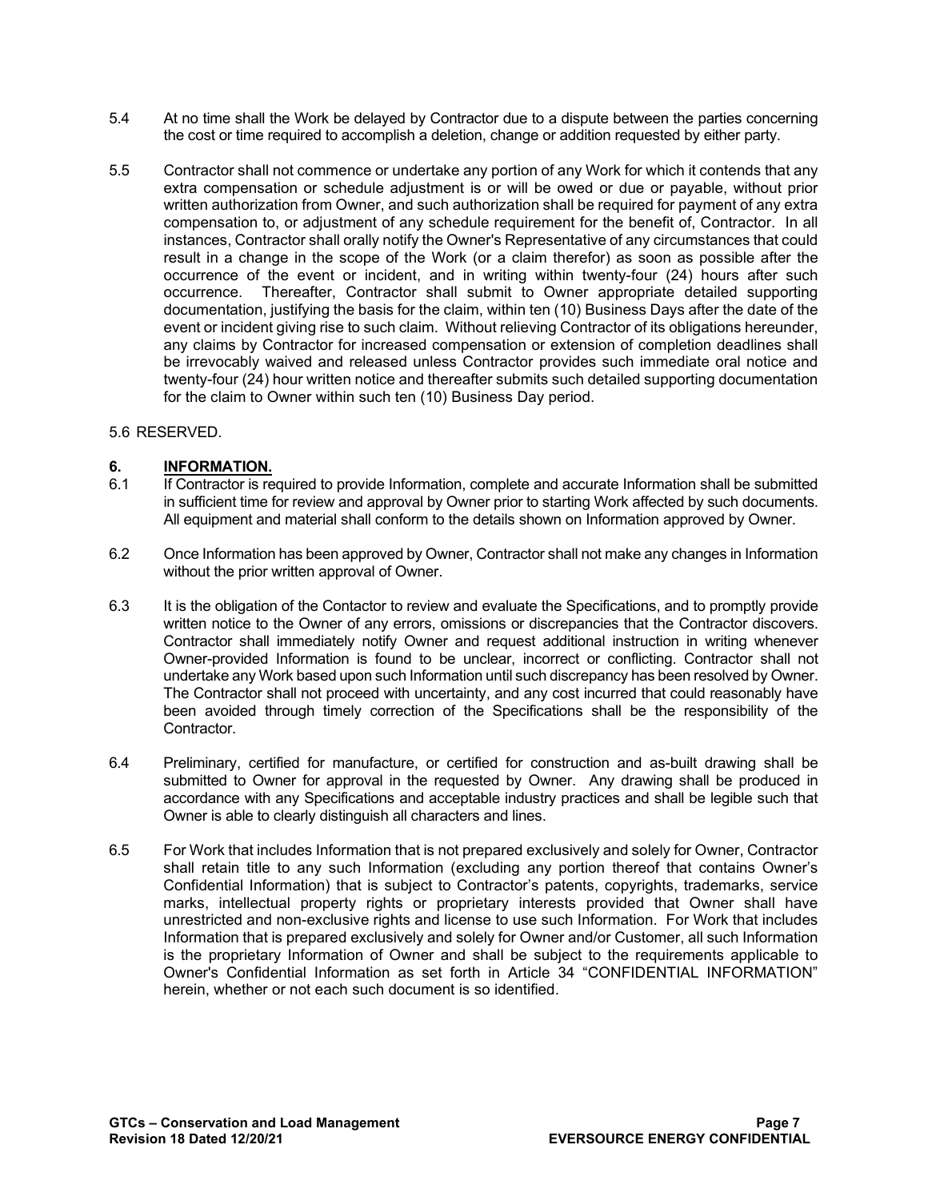5.4 At no time shall the Work be delayed by Contractor due to a dispute between the parties concerning the cost or time required to accomplish a deletion, change or addition requested by either party.

5.5 Contractor shall not commence or undertake any portion of any Work for which it contends that any extra compensation or schedule adjustment is or will be owed or due or payable, without prior written authorization from Owner, and such authorization shall be required for payment of any extra compensation to, or adjustment of any schedule requirement for the benefit of, Contractor. In all instances, Contractor shall orally notify the Owner's Representative of any circumstances that could result in a change in the scope of the Work (or a claim therefor) as soon as possible after the occurrence of the event or incident, and in writing within twenty-four (24) hours after such occurrence. Thereafter, Contractor shall submit to Owner appropriate detailed supporting documentation, justifying the basis for the claim, within ten (10) Business Days after the date of the event or incident giving rise to such claim. Without relieving Contractor of its obligations hereunder, any claims by Contractor for increased compensation or extension of completion deadlines shall be irrevocably waived and released unless Contractor provides such immediate oral notice and twenty-four (24) hour written notice and thereafter submits such detailed supporting documentation for the claim to Owner within such ten (10) Business Day period.

5.6 RESERVED.

## 6. INFORMATION.

6.1 If Contractor is required to provide Information, complete and accurate Information shall be submitted in sufficient time for review and approval by Owner prior to starting Work affected by such documents. All equipment and material shall conform to the details shown on Information approved by Owner.

6.2 Once Information has been approved by Owner, Contractor shall not make any changes in Information without the prior written approval of Owner.

6.3 It is the obligation of the Contactor to review and evaluate the Specifications, and to promptly provide written notice to the Owner of any errors, omissions or discrepancies that the Contractor discovers. Contractor shall immediately notify Owner and request additional instruction in writing whenever Owner-provided Information is found to be unclear, incorrect or conflicting. Contractor shall not undertake any Work based upon such Information until such discrepancy has been resolved by Owner. The Contractor shall not proceed with uncertainty, and any cost incurred that could reasonably have been avoided through timely correction of the Specifications shall be the responsibility of the Contractor.

6.4 Preliminary, certified for manufacture, or certified for construction and as-built drawing shall be submitted to Owner for approval in the requested by Owner. Any drawing shall be produced in accordance with any Specifications and acceptable industry practices and shall be legible such that Owner is able to clearly distinguish all characters and lines.

6.5 For Work that includes Information that is not prepared exclusively and solely for Owner, Contractor shall retain title to any such Information (excluding any portion thereof that contains Owner's Confidential Information) that is subject to Contractor's patents, copyrights, trademarks, service marks, intellectual property rights or proprietary interests provided that Owner shall have unrestricted and non-exclusive rights and license to use such Information. For Work that includes Information that is prepared exclusively and solely for Owner and/or Customer, all such Information is the proprietary Information of Owner and shall be subject to the requirements applicable to Owner's Confidential Information as set forth in Article 34 "CONFIDENTIAL INFORMATION" herein, whether or not each such document is so identified.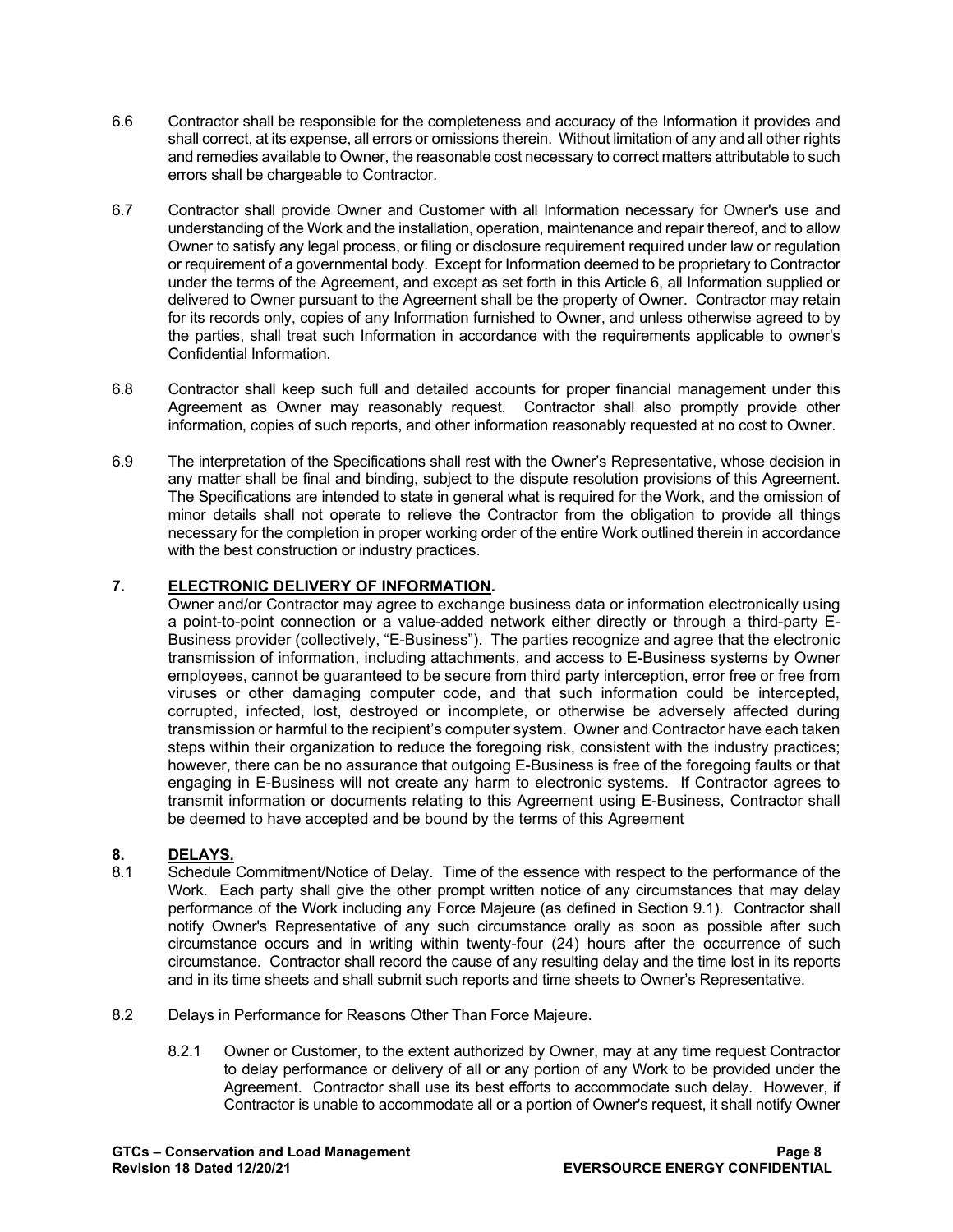6.6 Contractor shall be responsible for the completeness and accuracy of the Information it provides and shall correct, at its expense, all errors or omissions therein. Without limitation of any and all other rights and remedies available to Owner, the reasonable cost necessary to correct matters attributable to such errors shall be chargeable to Contractor.

6.7 Contractor shall provide Owner and Customer with all Information necessary for Owner's use and understanding of the Work and the installation, operation, maintenance and repair thereof, and to allow Owner to satisfy any legal process, or filing or disclosure requirement required under law or regulation or requirement of a governmental body. Except for Information deemed to be proprietary to Contractor under the terms of the Agreement, and except as set forth in this Article 6, all Information supplied or delivered to Owner pursuant to the Agreement shall be the property of Owner. Contractor may retain for its records only, copies of any Information furnished to Owner, and unless otherwise agreed to by the parties, shall treat such Information in accordance with the requirements applicable to owner's Confidential Information.

6.8 Contractor shall keep such full and detailed accounts for proper financial management under this Agreement as Owner may reasonably request. Contractor shall also promptly provide other information, copies of such reports, and other information reasonably requested at no cost to Owner.

6.9 The interpretation of the Specifications shall rest with the Owner's Representative, whose decision in any matter shall be final and binding, subject to the dispute resolution provisions of this Agreement. The Specifications are intended to state in general what is required for the Work, and the omission of minor details shall not operate to relieve the Contractor from the obligation to provide all things necessary for the completion in proper working order of the entire Work outlined therein in accordance with the best construction or industry practices.

## 7. ELECTRONIC DELIVERY OF INFORMATION.

Owner and/or Contractor may agree to exchange business data or information electronically using a point-to-point connection or a value-added network either directly or through a third-party E-Business provider (collectively, "E-Business"). The parties recognize and agree that the electronic transmission of information, including attachments, and access to E-Business systems by Owner employees, cannot be guaranteed to be secure from third party interception, error free or free from viruses or other damaging computer code, and that such information could be intercepted, corrupted, infected, lost, destroyed or incomplete, or otherwise be adversely affected during transmission or harmful to the recipient's computer system. Owner and Contractor have each taken steps within their organization to reduce the foregoing risk, consistent with the industry practices; however, there can be no assurance that outgoing E-Business is free of the foregoing faults or that engaging in E-Business will not create any harm to electronic systems. If Contractor agrees to transmit information or documents relating to this Agreement using E-Business, Contractor shall be deemed to have accepted and be bound by the terms of this Agreement

## 8. DELAYS.

8.1 Schedule Commitment/Notice of Delay. Time of the essence with respect to the performance of the Work. Each party shall give the other prompt written notice of any circumstances that may delay performance of the Work including any Force Majeure (as defined in Section 9.1). Contractor shall notify Owner's Representative of any such circumstance orally as soon as possible after such circumstance occurs and in writing within twenty-four (24) hours after the occurrence of such circumstance. Contractor shall record the cause of any resulting delay and the time lost in its reports and in its time sheets and shall submit such reports and time sheets to Owner's Representative.

8.2 Delays in Performance for Reasons Other Than Force Majeure.

8.2.1 Owner or Customer, to the extent authorized by Owner, may at any time request Contractor to delay performance or delivery of all or any portion of any Work to be provided under the Agreement. Contractor shall use its best efforts to accommodate such delay. However, if Contractor is unable to accommodate all or a portion of Owner's request, it shall notify Owner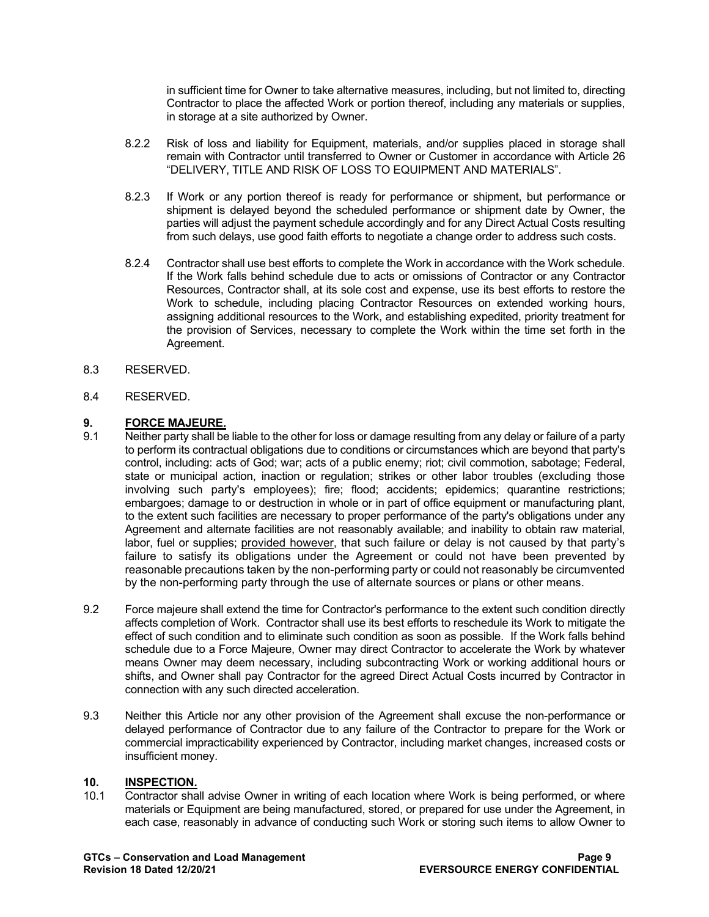in sufficient time for Owner to take alternative measures, including, but not limited to, directing Contractor to place the affected Work or portion thereof, including any materials or supplies, in storage at a site authorized by Owner.

8.2.2 Risk of loss and liability for Equipment, materials, and/or supplies placed in storage shall remain with Contractor until transferred to Owner or Customer in accordance with Article 26 "DELIVERY, TITLE AND RISK OF LOSS TO EQUIPMENT AND MATERIALS".

8.2.3 If Work or any portion thereof is ready for performance or shipment, but performance or shipment is delayed beyond the scheduled performance or shipment date by Owner, the parties will adjust the payment schedule accordingly and for any Direct Actual Costs resulting from such delays, use good faith efforts to negotiate a change order to address such costs.

8.2.4 Contractor shall use best efforts to complete the Work in accordance with the Work schedule. If the Work falls behind schedule due to acts or omissions of Contractor or any Contractor Resources, Contractor shall, at its sole cost and expense, use its best efforts to restore the Work to schedule, including placing Contractor Resources on extended working hours, assigning additional resources to the Work, and establishing expedited, priority treatment for the provision of Services, necessary to complete the Work within the time set forth in the Agreement.

8.3 RESERVED.

8.4 RESERVED.

## 9. <u>FORCE MAJEURE.</u>

9.1 Neither party shall be liable to the other for loss or damage resulting from any delay or failure of a party to perform its contractual obligations due to conditions or circumstances which are beyond that party's control, including: acts of God; war; acts of a public enemy; riot; civil commotion, sabotage; Federal, state or municipal action, inaction or regulation; strikes or other labor troubles (excluding those involving such party's employees); fire; flood; accidents; epidemics; quarantine restrictions; embargoes; damage to or destruction in whole or in part of office equipment or manufacturing plant, to the extent such facilities are necessary to proper performance of the party's obligations under any Agreement and alternate facilities are not reasonably available; and inability to obtain raw material, labor, fuel or supplies; <u>provided however</u>, that such failure or delay is not caused by that party's failure to satisfy its obligations under the Agreement or could not have been prevented by reasonable precautions taken by the non-performing party or could not reasonably be circumvented by the non-performing party through the use of alternate sources or plans or other means.

9.2 Force majeure shall extend the time for Contractor's performance to the extent such condition directly affects completion of Work. Contractor shall use its best efforts to reschedule its Work to mitigate the effect of such condition and to eliminate such condition as soon as possible. If the Work falls behind schedule due to a Force Majeure, Owner may direct Contractor to accelerate the Work by whatever means Owner may deem necessary, including subcontracting Work or working additional hours or shifts, and Owner shall pay Contractor for the agreed Direct Actual Costs incurred by Contractor in connection with any such directed acceleration.

9.3 Neither this Article nor any other provision of the Agreement shall excuse the non-performance or delayed performance of Contractor due to any failure of the Contractor to prepare for the Work or commercial impracticability experienced by Contractor, including market changes, increased costs or insufficient money.

## 10. <u>INSPECTION.</u>

10.1 Contractor shall advise Owner in writing of each location where Work is being performed, or where materials or Equipment are being manufactured, stored, or prepared for use under the Agreement, in each case, reasonably in advance of conducting such Work or storing such items to allow Owner to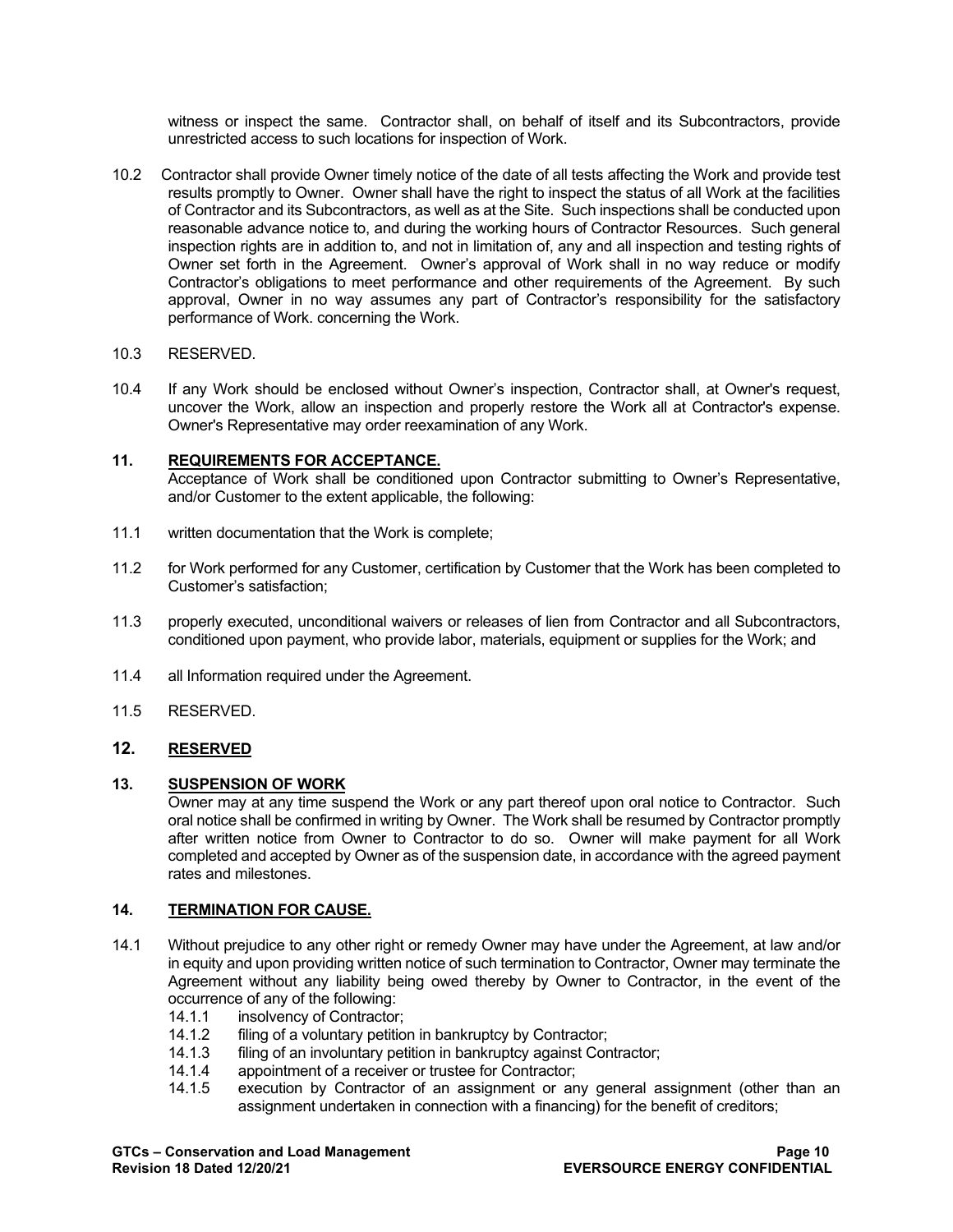witness or inspect the same. Contractor shall, on behalf of itself and its Subcontractors, provide unrestricted access to such locations for inspection of Work.

10.2 Contractor shall provide Owner timely notice of the date of all tests affecting the Work and provide test results promptly to Owner. Owner shall have the right to inspect the status of all Work at the facilities of Contractor and its Subcontractors, as well as at the Site. Such inspections shall be conducted upon reasonable advance notice to, and during the working hours of Contractor Resources. Such general inspection rights are in addition to, and not in limitation of, any and all inspection and testing rights of Owner set forth in the Agreement. Owner's approval of Work shall in no way reduce or modify Contractor's obligations to meet performance and other requirements of the Agreement. By such approval, Owner in no way assumes any part of Contractor's responsibility for the satisfactory performance of Work. concerning the Work.

10.3 RESERVED.

10.4 If any Work should be enclosed without Owner's inspection, Contractor shall, at Owner's request, uncover the Work, allow an inspection and properly restore the Work all at Contractor's expense. Owner's Representative may order reexamination of any Work.

## 11. REQUIREMENTS FOR ACCEPTANCE.

Acceptance of Work shall be conditioned upon Contractor submitting to Owner's Representative, and/or Customer to the extent applicable, the following:

11.1 written documentation that the Work is complete;

11.2 for Work performed for any Customer, certification by Customer that the Work has been completed to Customer's satisfaction;

11.3 properly executed, unconditional waivers or releases of lien from Contractor and all Subcontractors, conditioned upon payment, who provide labor, materials, equipment or supplies for the Work; and

11.4 all Information required under the Agreement.

11.5 RESERVED.

## 12. RESERVED

## 13. SUSPENSION OF WORK

Owner may at any time suspend the Work or any part thereof upon oral notice to Contractor. Such oral notice shall be confirmed in writing by Owner. The Work shall be resumed by Contractor promptly after written notice from Owner to Contractor to do so. Owner will make payment for all Work completed and accepted by Owner as of the suspension date, in accordance with the agreed payment rates and milestones.

## 14. TERMINATION FOR CAUSE.

14.1 Without prejudice to any other right or remedy Owner may have under the Agreement, at law and/or in equity and upon providing written notice of such termination to Contractor, Owner may terminate the Agreement without any liability being owed thereby by Owner to Contractor, in the event of the occurrence of any of the following:

- 14.1.1 insolvency of Contractor;
- 14.1.2 filing of a voluntary petition in bankruptcy by Contractor;
- 14.1.3 filing of an involuntary petition in bankruptcy against Contractor;
- 14.1.4 appointment of a receiver or trustee for Contractor;
- 14.1.5 execution by Contractor of an assignment or any general assignment (other than an assignment undertaken in connection with a financing) for the benefit of creditors;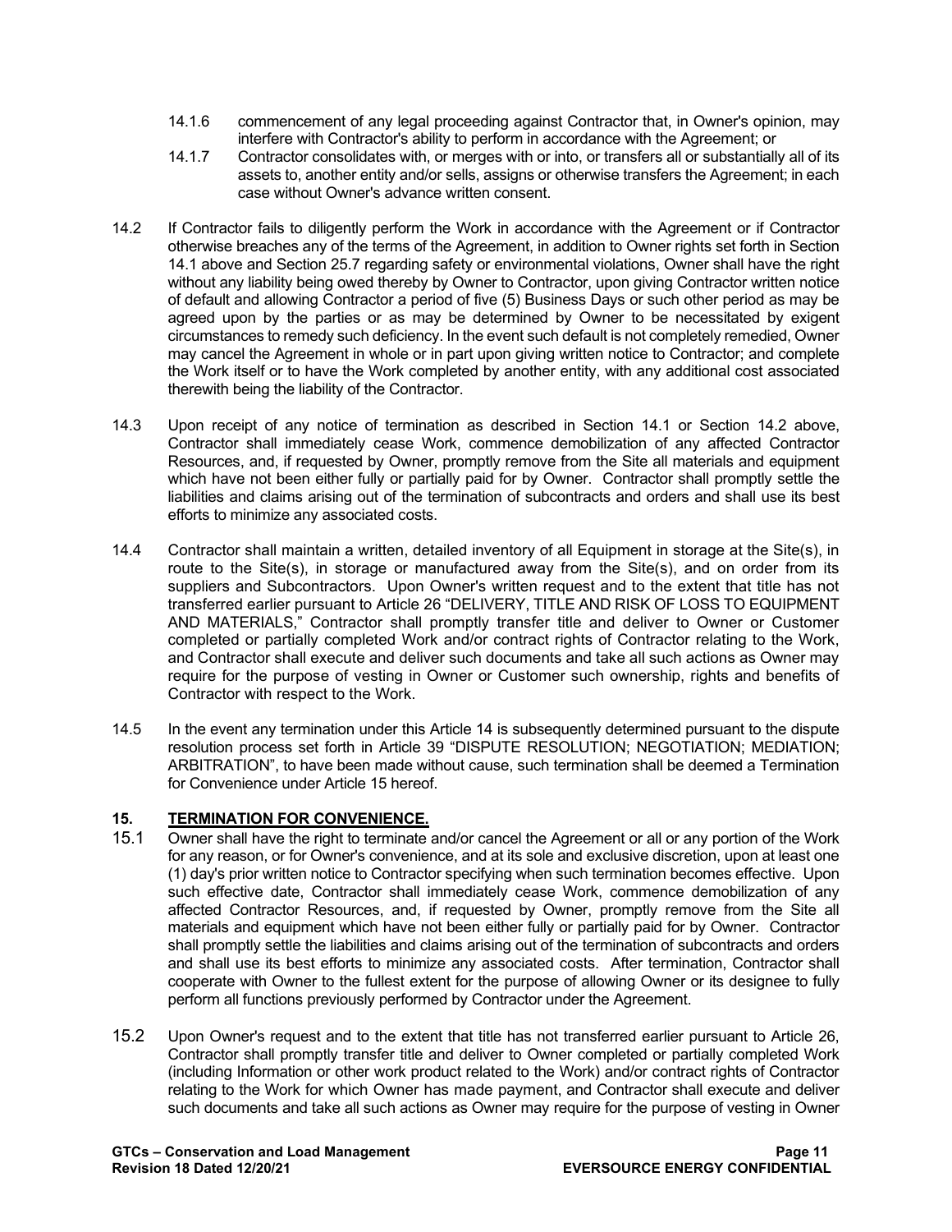14.1.6 commencement of any legal proceeding against Contractor that, in Owner's opinion, may interfere with Contractor's ability to perform in accordance with the Agreement; or

14.1.7 Contractor consolidates with, or merges with or into, or transfers all or substantially all of its assets to, another entity and/or sells, assigns or otherwise transfers the Agreement; in each case without Owner's advance written consent.

14.2 If Contractor fails to diligently perform the Work in accordance with the Agreement or if Contractor otherwise breaches any of the terms of the Agreement, in addition to Owner rights set forth in Section 14.1 above and Section 25.7 regarding safety or environmental violations, Owner shall have the right without any liability being owed thereby by Owner to Contractor, upon giving Contractor written notice of default and allowing Contractor a period of five (5) Business Days or such other period as may be agreed upon by the parties or as may be determined by Owner to be necessitated by exigent circumstances to remedy such deficiency. In the event such default is not completely remedied, Owner may cancel the Agreement in whole or in part upon giving written notice to Contractor; and complete the Work itself or to have the Work completed by another entity, with any additional cost associated therewith being the liability of the Contractor.

14.3 Upon receipt of any notice of termination as described in Section 14.1 or Section 14.2 above, Contractor shall immediately cease Work, commence demobilization of any affected Contractor Resources, and, if requested by Owner, promptly remove from the Site all materials and equipment which have not been either fully or partially paid for by Owner. Contractor shall promptly settle the liabilities and claims arising out of the termination of subcontracts and orders and shall use its best efforts to minimize any associated costs.

14.4 Contractor shall maintain a written, detailed inventory of all Equipment in storage at the Site(s), in route to the Site(s), in storage or manufactured away from the Site(s), and on order from its suppliers and Subcontractors. Upon Owner's written request and to the extent that title has not transferred earlier pursuant to Article 26 "DELIVERY, TITLE AND RISK OF LOSS TO EQUIPMENT AND MATERIALS," Contractor shall promptly transfer title and deliver to Owner or Customer completed or partially completed Work and/or contract rights of Contractor relating to the Work, and Contractor shall execute and deliver such documents and take all such actions as Owner may require for the purpose of vesting in Owner or Customer such ownership, rights and benefits of Contractor with respect to the Work.

14.5 In the event any termination under this Article 14 is subsequently determined pursuant to the dispute resolution process set forth in Article 39 "DISPUTE RESOLUTION; NEGOTIATION; MEDIATION; ARBITRATION", to have been made without cause, such termination shall be deemed a Termination for Convenience under Article 15 hereof.

## 15. TERMINATION FOR CONVENIENCE.

15.1 Owner shall have the right to terminate and/or cancel the Agreement or all or any portion of the Work for any reason, or for Owner's convenience, and at its sole and exclusive discretion, upon at least one (1) day's prior written notice to Contractor specifying when such termination becomes effective. Upon such effective date, Contractor shall immediately cease Work, commence demobilization of any affected Contractor Resources, and, if requested by Owner, promptly remove from the Site all materials and equipment which have not been either fully or partially paid for by Owner. Contractor shall promptly settle the liabilities and claims arising out of the termination of subcontracts and orders and shall use its best efforts to minimize any associated costs. After termination, Contractor shall cooperate with Owner to the fullest extent for the purpose of allowing Owner or its designee to fully perform all functions previously performed by Contractor under the Agreement.

15.2 Upon Owner's request and to the extent that title has not transferred earlier pursuant to Article 26, Contractor shall promptly transfer title and deliver to Owner completed or partially completed Work (including Information or other work product related to the Work) and/or contract rights of Contractor relating to the Work for which Owner has made payment, and Contractor shall execute and deliver such documents and take all such actions as Owner may require for the purpose of vesting in Owner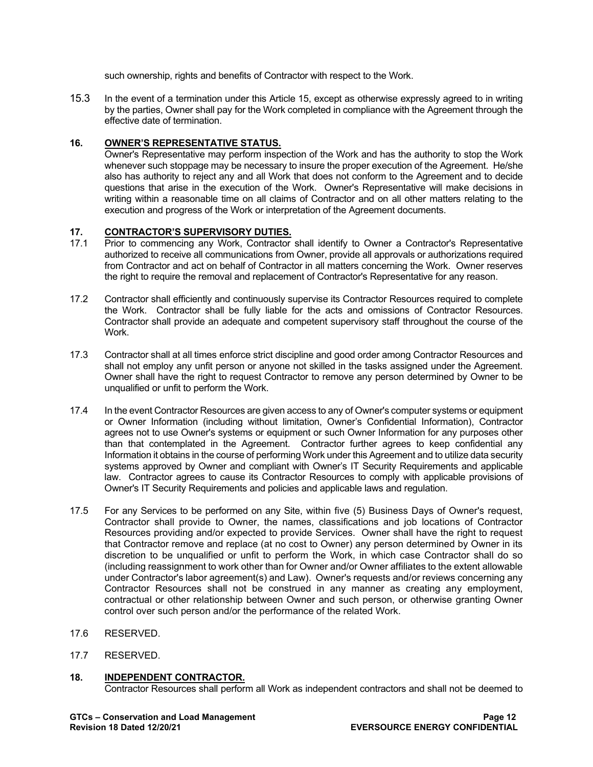such ownership, rights and benefits of Contractor with respect to the Work.

15.3 In the event of a termination under this Article 15, except as otherwise expressly agreed to in writing by the parties, Owner shall pay for the Work completed in compliance with the Agreement through the effective date of termination.

## 16. OWNER'S REPRESENTATIVE STATUS.

Owner's Representative may perform inspection of the Work and has the authority to stop the Work whenever such stoppage may be necessary to insure the proper execution of the Agreement. He/she also has authority to reject any and all Work that does not conform to the Agreement and to decide questions that arise in the execution of the Work. Owner's Representative will make decisions in writing within a reasonable time on all claims of Contractor and on all other matters relating to the execution and progress of the Work or interpretation of the Agreement documents.

## 17. CONTRACTOR'S SUPERVISORY DUTIES.

17.1 Prior to commencing any Work, Contractor shall identify to Owner a Contractor's Representative authorized to receive all communications from Owner, provide all approvals or authorizations required from Contractor and act on behalf of Contractor in all matters concerning the Work. Owner reserves the right to require the removal and replacement of Contractor's Representative for any reason.

17.2 Contractor shall efficiently and continuously supervise its Contractor Resources required to complete the Work. Contractor shall be fully liable for the acts and omissions of Contractor Resources. Contractor shall provide an adequate and competent supervisory staff throughout the course of the Work.

17.3 Contractor shall at all times enforce strict discipline and good order among Contractor Resources and shall not employ any unfit person or anyone not skilled in the tasks assigned under the Agreement. Owner shall have the right to request Contractor to remove any person determined by Owner to be unqualified or unfit to perform the Work.

17.4 In the event Contractor Resources are given access to any of Owner's computer systems or equipment or Owner Information (including without limitation, Owner's Confidential Information), Contractor agrees not to use Owner's systems or equipment or such Owner Information for any purposes other than that contemplated in the Agreement. Contractor further agrees to keep confidential any Information it obtains in the course of performing Work under this Agreement and to utilize data security systems approved by Owner and compliant with Owner's IT Security Requirements and applicable law. Contractor agrees to cause its Contractor Resources to comply with applicable provisions of Owner's IT Security Requirements and policies and applicable laws and regulation.

17.5 For any Services to be performed on any Site, within five (5) Business Days of Owner's request, Contractor shall provide to Owner, the names, classifications and job locations of Contractor Resources providing and/or expected to provide Services. Owner shall have the right to request that Contractor remove and replace (at no cost to Owner) any person determined by Owner in its discretion to be unqualified or unfit to perform the Work, in which case Contractor shall do so (including reassignment to work other than for Owner and/or Owner affiliates to the extent allowable under Contractor's labor agreement(s) and Law). Owner's requests and/or reviews concerning any Contractor Resources shall not be construed in any manner as creating any employment, contractual or other relationship between Owner and such person, or otherwise granting Owner control over such person and/or the performance of the related Work.

17.6 RESERVED.

17.7 RESERVED.

## 18. INDEPENDENT CONTRACTOR.

Contractor Resources shall perform all Work as independent contractors and shall not be deemed to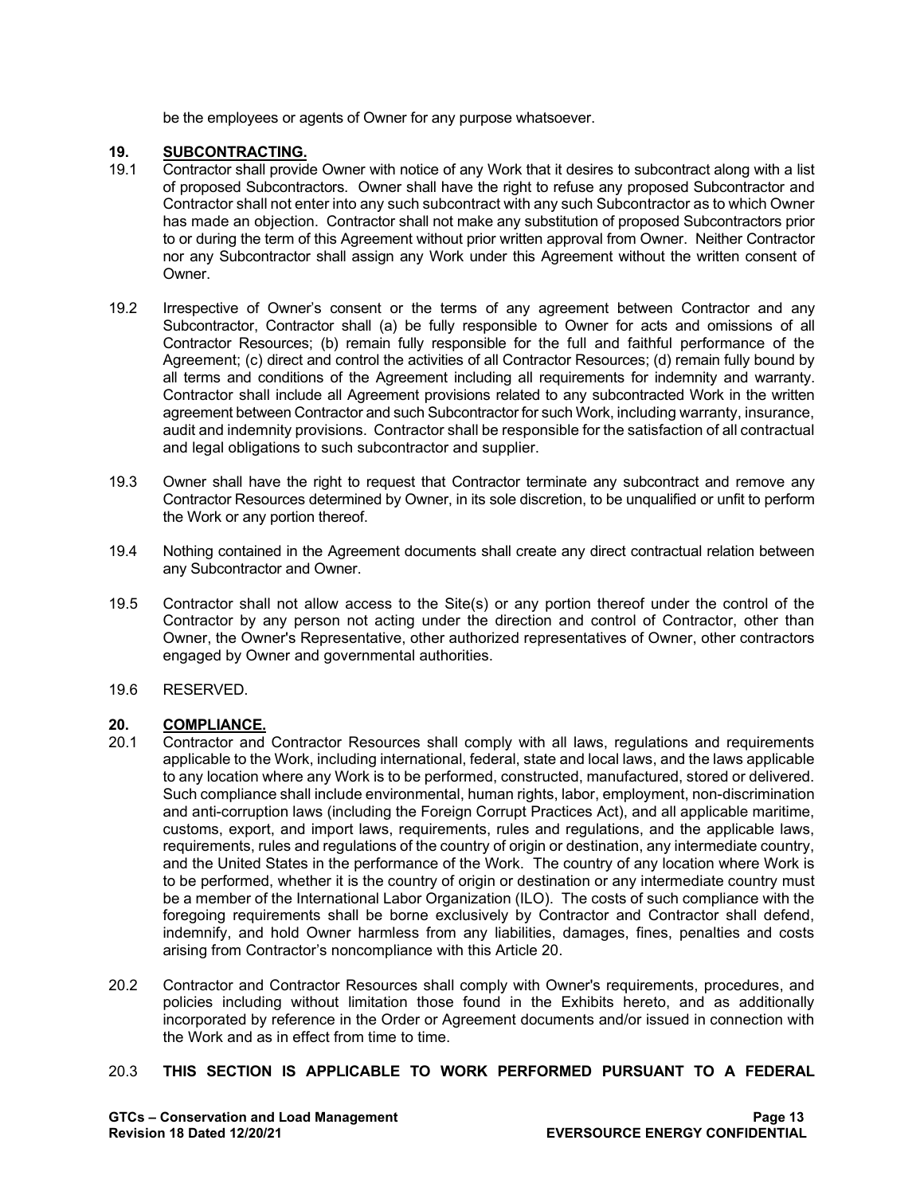be the employees or agents of Owner for any purpose whatsoever.

## 19. SUBCONTRACTING.

19.1 Contractor shall provide Owner with notice of any Work that it desires to subcontract along with a list of proposed Subcontractors. Owner shall have the right to refuse any proposed Subcontractor and Contractor shall not enter into any such subcontract with any such Subcontractor as to which Owner has made an objection. Contractor shall not make any substitution of proposed Subcontractors prior to or during the term of this Agreement without prior written approval from Owner. Neither Contractor nor any Subcontractor shall assign any Work under this Agreement without the written consent of Owner.

19.2 Irrespective of Owner's consent or the terms of any agreement between Contractor and any Subcontractor, Contractor shall (a) be fully responsible to Owner for acts and omissions of all Contractor Resources; (b) remain fully responsible for the full and faithful performance of the Agreement; (c) direct and control the activities of all Contractor Resources; (d) remain fully bound by all terms and conditions of the Agreement including all requirements for indemnity and warranty. Contractor shall include all Agreement provisions related to any subcontracted Work in the written agreement between Contractor and such Subcontractor for such Work, including warranty, insurance, audit and indemnity provisions. Contractor shall be responsible for the satisfaction of all contractual and legal obligations to such subcontractor and supplier.

19.3 Owner shall have the right to request that Contractor terminate any subcontract and remove any Contractor Resources determined by Owner, in its sole discretion, to be unqualified or unfit to perform the Work or any portion thereof.

19.4 Nothing contained in the Agreement documents shall create any direct contractual relation between any Subcontractor and Owner.

19.5 Contractor shall not allow access to the Site(s) or any portion thereof under the control of the Contractor by any person not acting under the direction and control of Contractor, other than Owner, the Owner's Representative, other authorized representatives of Owner, other contractors engaged by Owner and governmental authorities.

19.6 RESERVED.

## 20. COMPLIANCE.

20.1 Contractor and Contractor Resources shall comply with all laws, regulations and requirements applicable to the Work, including international, federal, state and local laws, and the laws applicable to any location where any Work is to be performed, constructed, manufactured, stored or delivered. Such compliance shall include environmental, human rights, labor, employment, non-discrimination and anti-corruption laws (including the Foreign Corrupt Practices Act), and all applicable maritime, customs, export, and import laws, requirements, rules and regulations, and the applicable laws, requirements, rules and regulations of the country of origin or destination, any intermediate country, and the United States in the performance of the Work. The country of any location where Work is to be performed, whether it is the country of origin or destination or any intermediate country must be a member of the International Labor Organization (ILO). The costs of such compliance with the foregoing requirements shall be borne exclusively by Contractor and Contractor shall defend, indemnify, and hold Owner harmless from any liabilities, damages, fines, penalties and costs arising from Contractor's noncompliance with this Article 20.

20.2 Contractor and Contractor Resources shall comply with Owner's requirements, procedures, and policies including without limitation those found in the Exhibits hereto, and as additionally incorporated by reference in the Order or Agreement documents and/or issued in connection with the Work and as in effect from time to time.

20.3 **THIS SECTION IS APPLICABLE TO WORK PERFORMED PURSUANT TO A FEDERAL**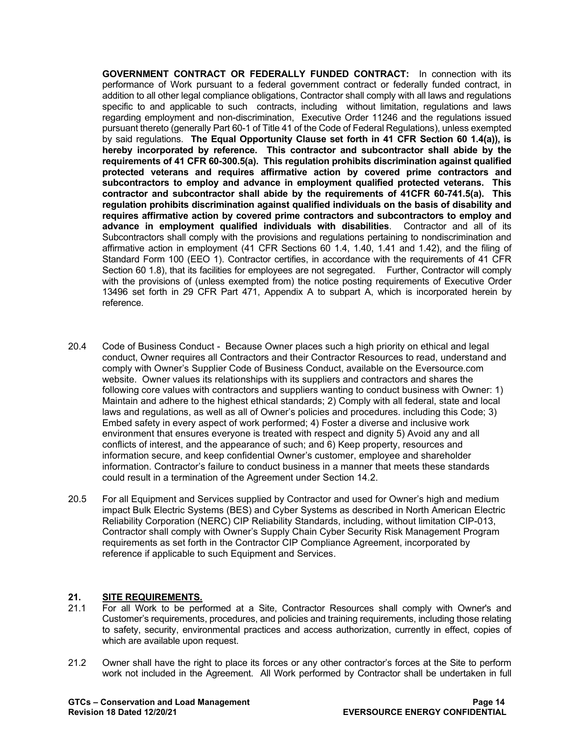**GOVERNMENT CONTRACT OR FEDERALLY FUNDED CONTRACT:** In connection with its performance of Work pursuant to a federal government contract or federally funded contract, in addition to all other legal compliance obligations, Contractor shall comply with all laws and regulations specific to and applicable to such contracts, including without limitation, regulations and laws regarding employment and non-discrimination, Executive Order 11246 and the regulations issued pursuant thereto (generally Part 60-1 of Title 41 of the Code of Federal Regulations), unless exempted by said regulations. **The Equal Opportunity Clause set forth in 41 CFR Section 60 1.4(a)), is hereby incorporated by reference. This contractor and subcontractor shall abide by the requirements of 41 CFR 60-300.5(a). This regulation prohibits discrimination against qualified protected veterans and requires affirmative action by covered prime contractors and subcontractors to employ and advance in employment qualified protected veterans. This contractor and subcontractor shall abide by the requirements of 41CFR 60-741.5(a). This regulation prohibits discrimination against qualified individuals on the basis of disability and requires affirmative action by covered prime contractors and subcontractors to employ and advance in employment qualified individuals with disabilities**. Contractor and all of its Subcontractors shall comply with the provisions and regulations pertaining to nondiscrimination and affirmative action in employment (41 CFR Sections 60 1.4, 1.40, 1.41 and 1.42), and the filing of Standard Form 100 (EEO 1). Contractor certifies, in accordance with the requirements of 41 CFR Section 60 1.8), that its facilities for employees are not segregated. Further, Contractor will comply with the provisions of (unless exempted from) the notice posting requirements of Executive Order 13496 set forth in 29 CFR Part 471, Appendix A to subpart A, which is incorporated herein by reference.

20.4 Code of Business Conduct - Because Owner places such a high priority on ethical and legal conduct, Owner requires all Contractors and their Contractor Resources to read, understand and comply with Owner's Supplier Code of Business Conduct, available on the Eversource.com website. Owner values its relationships with its suppliers and contractors and shares the following core values with contractors and suppliers wanting to conduct business with Owner: 1) Maintain and adhere to the highest ethical standards; 2) Comply with all federal, state and local laws and regulations, as well as all of Owner's policies and procedures. including this Code; 3) Embed safety in every aspect of work performed; 4) Foster a diverse and inclusive work environment that ensures everyone is treated with respect and dignity 5) Avoid any and all conflicts of interest, and the appearance of such; and 6) Keep property, resources and information secure, and keep confidential Owner's customer, employee and shareholder information. Contractor's failure to conduct business in a manner that meets these standards could result in a termination of the Agreement under Section 14.2.

20.5 For all Equipment and Services supplied by Contractor and used for Owner's high and medium impact Bulk Electric Systems (BES) and Cyber Systems as described in North American Electric Reliability Corporation (NERC) CIP Reliability Standards, including, without limitation CIP-013, Contractor shall comply with Owner's Supply Chain Cyber Security Risk Management Program requirements as set forth in the Contractor CIP Compliance Agreement, incorporated by reference if applicable to such Equipment and Services.

## 21. SITE REQUIREMENTS.

21.1 For all Work to be performed at a Site, Contractor Resources shall comply with Owner's and Customer's requirements, procedures, and policies and training requirements, including those relating to safety, security, environmental practices and access authorization, currently in effect, copies of which are available upon request.

21.2 Owner shall have the right to place its forces or any other contractor's forces at the Site to perform work not included in the Agreement. All Work performed by Contractor shall be undertaken in full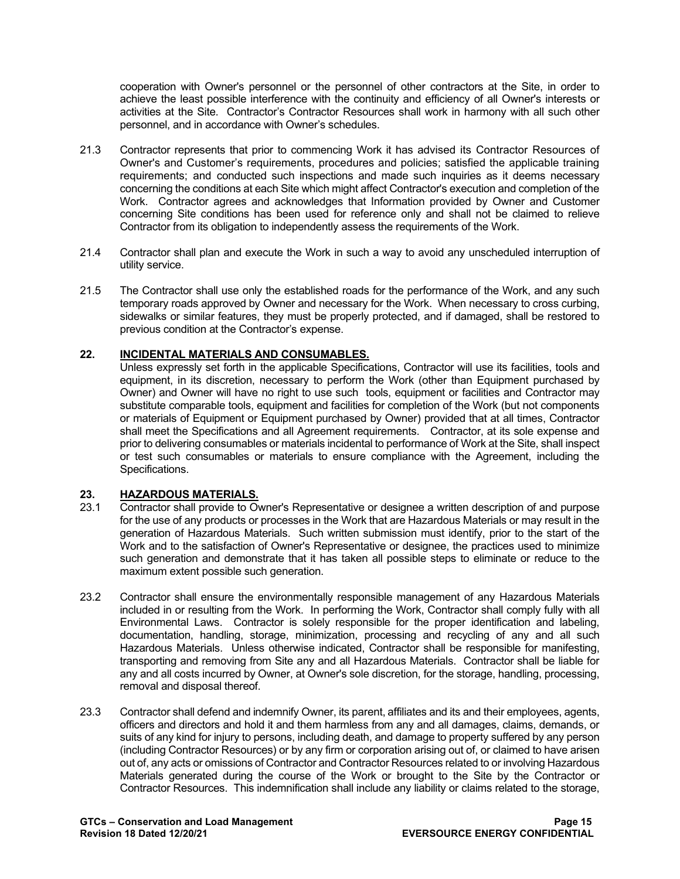cooperation with Owner's personnel or the personnel of other contractors at the Site, in order to achieve the least possible interference with the continuity and efficiency of all Owner's interests or activities at the Site. Contractor's Contractor Resources shall work in harmony with all such other personnel, and in accordance with Owner's schedules.

21.3 Contractor represents that prior to commencing Work it has advised its Contractor Resources of Owner's and Customer's requirements, procedures and policies; satisfied the applicable training requirements; and conducted such inspections and made such inquiries as it deems necessary concerning the conditions at each Site which might affect Contractor's execution and completion of the Work. Contractor agrees and acknowledges that Information provided by Owner and Customer concerning Site conditions has been used for reference only and shall not be claimed to relieve Contractor from its obligation to independently assess the requirements of the Work.

21.4 Contractor shall plan and execute the Work in such a way to avoid any unscheduled interruption of utility service.

21.5 The Contractor shall use only the established roads for the performance of the Work, and any such temporary roads approved by Owner and necessary for the Work. When necessary to cross curbing, sidewalks or similar features, they must be properly protected, and if damaged, shall be restored to previous condition at the Contractor's expense.

## 22. INCIDENTAL MATERIALS AND CONSUMABLES.

Unless expressly set forth in the applicable Specifications, Contractor will use its facilities, tools and equipment, in its discretion, necessary to perform the Work (other than Equipment purchased by Owner) and Owner will have no right to use such tools, equipment or facilities and Contractor may substitute comparable tools, equipment and facilities for completion of the Work (but not components or materials of Equipment or Equipment purchased by Owner) provided that at all times, Contractor shall meet the Specifications and all Agreement requirements. Contractor, at its sole expense and prior to delivering consumables or materials incidental to performance of Work at the Site, shall inspect or test such consumables or materials to ensure compliance with the Agreement, including the Specifications.

## 23. HAZARDOUS MATERIALS.

23.1 Contractor shall provide to Owner's Representative or designee a written description of and purpose for the use of any products or processes in the Work that are Hazardous Materials or may result in the generation of Hazardous Materials. Such written submission must identify, prior to the start of the Work and to the satisfaction of Owner's Representative or designee, the practices used to minimize such generation and demonstrate that it has taken all possible steps to eliminate or reduce to the maximum extent possible such generation.

23.2 Contractor shall ensure the environmentally responsible management of any Hazardous Materials included in or resulting from the Work. In performing the Work, Contractor shall comply fully with all Environmental Laws. Contractor is solely responsible for the proper identification and labeling, documentation, handling, storage, minimization, processing and recycling of any and all such Hazardous Materials. Unless otherwise indicated, Contractor shall be responsible for manifesting, transporting and removing from Site any and all Hazardous Materials. Contractor shall be liable for any and all costs incurred by Owner, at Owner's sole discretion, for the storage, handling, processing, removal and disposal thereof.

23.3 Contractor shall defend and indemnify Owner, its parent, affiliates and its and their employees, agents, officers and directors and hold it and them harmless from any and all damages, claims, demands, or suits of any kind for injury to persons, including death, and damage to property suffered by any person (including Contractor Resources) or by any firm or corporation arising out of, or claimed to have arisen out of, any acts or omissions of Contractor and Contractor Resources related to or involving Hazardous Materials generated during the course of the Work or brought to the Site by the Contractor or Contractor Resources. This indemnification shall include any liability or claims related to the storage,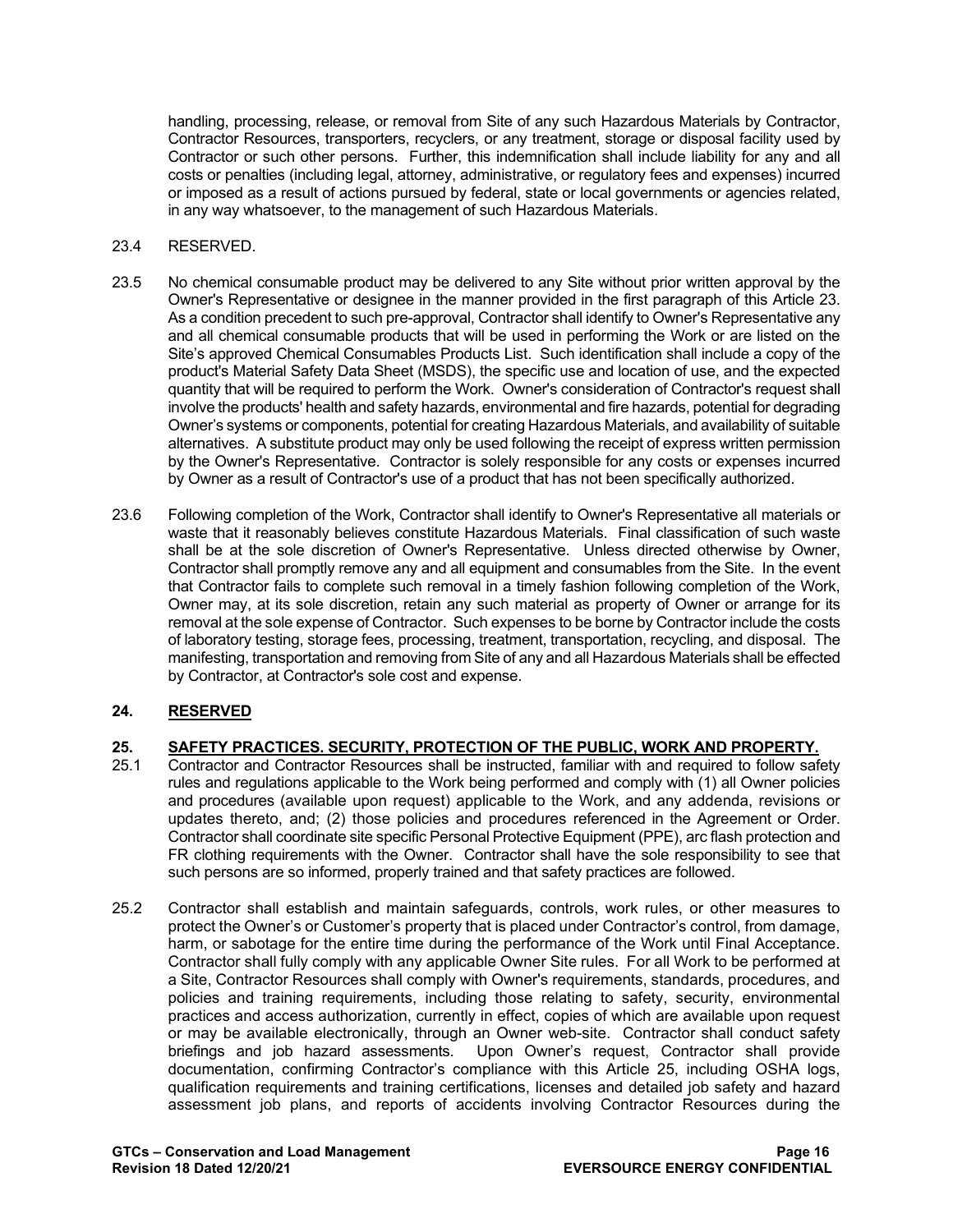handling, processing, release, or removal from Site of any such Hazardous Materials by Contractor, Contractor Resources, transporters, recyclers, or any treatment, storage or disposal facility used by Contractor or such other persons. Further, this indemnification shall include liability for any and all costs or penalties (including legal, attorney, administrative, or regulatory fees and expenses) incurred or imposed as a result of actions pursued by federal, state or local governments or agencies related, in any way whatsoever, to the management of such Hazardous Materials.

23.4 RESERVED.

23.5 No chemical consumable product may be delivered to any Site without prior written approval by the Owner's Representative or designee in the manner provided in the first paragraph of this Article 23. As a condition precedent to such pre-approval, Contractor shall identify to Owner's Representative any and all chemical consumable products that will be used in performing the Work or are listed on the Site's approved Chemical Consumables Products List. Such identification shall include a copy of the product's Material Safety Data Sheet (MSDS), the specific use and location of use, and the expected quantity that will be required to perform the Work. Owner's consideration of Contractor's request shall involve the products' health and safety hazards, environmental and fire hazards, potential for degrading Owner's systems or components, potential for creating Hazardous Materials, and availability of suitable alternatives. A substitute product may only be used following the receipt of express written permission by the Owner's Representative. Contractor is solely responsible for any costs or expenses incurred by Owner as a result of Contractor's use of a product that has not been specifically authorized.

23.6 Following completion of the Work, Contractor shall identify to Owner's Representative all materials or waste that it reasonably believes constitute Hazardous Materials. Final classification of such waste shall be at the sole discretion of Owner's Representative. Unless directed otherwise by Owner, Contractor shall promptly remove any and all equipment and consumables from the Site. In the event that Contractor fails to complete such removal in a timely fashion following completion of the Work, Owner may, at its sole discretion, retain any such material as property of Owner or arrange for its removal at the sole expense of Contractor. Such expenses to be borne by Contractor include the costs of laboratory testing, storage fees, processing, treatment, transportation, recycling, and disposal. The manifesting, transportation and removing from Site of any and all Hazardous Materials shall be effected by Contractor, at Contractor's sole cost and expense.

## 24. RESERVED

## 25. SAFETY PRACTICES. SECURITY, PROTECTION OF THE PUBLIC, WORK AND PROPERTY.

25.1 Contractor and Contractor Resources shall be instructed, familiar with and required to follow safety rules and regulations applicable to the Work being performed and comply with (1) all Owner policies and procedures (available upon request) applicable to the Work, and any addenda, revisions or updates thereto, and; (2) those policies and procedures referenced in the Agreement or Order. Contractor shall coordinate site specific Personal Protective Equipment (PPE), arc flash protection and FR clothing requirements with the Owner. Contractor shall have the sole responsibility to see that such persons are so informed, properly trained and that safety practices are followed.

25.2 Contractor shall establish and maintain safeguards, controls, work rules, or other measures to protect the Owner's or Customer's property that is placed under Contractor's control, from damage, harm, or sabotage for the entire time during the performance of the Work until Final Acceptance. Contractor shall fully comply with any applicable Owner Site rules. For all Work to be performed at a Site, Contractor Resources shall comply with Owner's requirements, standards, procedures, and policies and training requirements, including those relating to safety, security, environmental practices and access authorization, currently in effect, copies of which are available upon request or may be available electronically, through an Owner web-site. Contractor shall conduct safety briefings and job hazard assessments. Upon Owner's request, Contractor shall provide documentation, confirming Contractor's compliance with this Article 25, including OSHA logs, qualification requirements and training certifications, licenses and detailed job safety and hazard assessment job plans, and reports of accidents involving Contractor Resources during the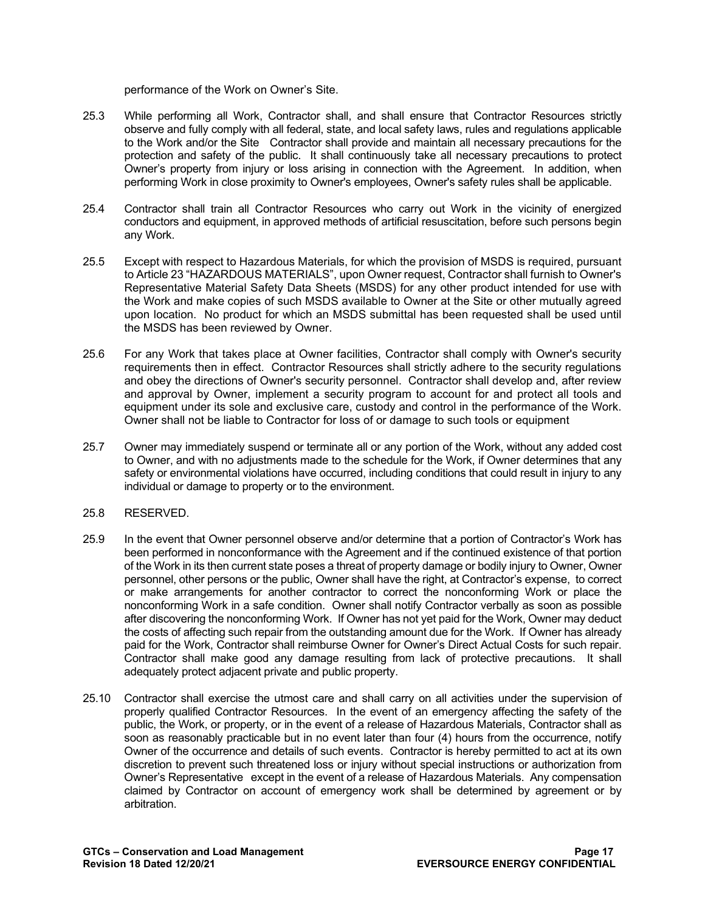performance of the Work on Owner's Site.

25.3 While performing all Work, Contractor shall, and shall ensure that Contractor Resources strictly observe and fully comply with all federal, state, and local safety laws, rules and regulations applicable to the Work and/or the Site Contractor shall provide and maintain all necessary precautions for the protection and safety of the public. It shall continuously take all necessary precautions to protect Owner's property from injury or loss arising in connection with the Agreement. In addition, when performing Work in close proximity to Owner's employees, Owner's safety rules shall be applicable.

25.4 Contractor shall train all Contractor Resources who carry out Work in the vicinity of energized conductors and equipment, in approved methods of artificial resuscitation, before such persons begin any Work.

25.5 Except with respect to Hazardous Materials, for which the provision of MSDS is required, pursuant to Article 23 "HAZARDOUS MATERIALS", upon Owner request, Contractor shall furnish to Owner's Representative Material Safety Data Sheets (MSDS) for any other product intended for use with the Work and make copies of such MSDS available to Owner at the Site or other mutually agreed upon location. No product for which an MSDS submittal has been requested shall be used until the MSDS has been reviewed by Owner.

25.6 For any Work that takes place at Owner facilities, Contractor shall comply with Owner's security requirements then in effect. Contractor Resources shall strictly adhere to the security regulations and obey the directions of Owner's security personnel. Contractor shall develop and, after review and approval by Owner, implement a security program to account for and protect all tools and equipment under its sole and exclusive care, custody and control in the performance of the Work. Owner shall not be liable to Contractor for loss of or damage to such tools or equipment

25.7 Owner may immediately suspend or terminate all or any portion of the Work, without any added cost to Owner, and with no adjustments made to the schedule for the Work, if Owner determines that any safety or environmental violations have occurred, including conditions that could result in injury to any individual or damage to property or to the environment.

25.8 RESERVED.

25.9 In the event that Owner personnel observe and/or determine that a portion of Contractor's Work has been performed in nonconformance with the Agreement and if the continued existence of that portion of the Work in its then current state poses a threat of property damage or bodily injury to Owner, Owner personnel, other persons or the public, Owner shall have the right, at Contractor's expense, to correct or make arrangements for another contractor to correct the nonconforming Work or place the nonconforming Work in a safe condition. Owner shall notify Contractor verbally as soon as possible after discovering the nonconforming Work. If Owner has not yet paid for the Work, Owner may deduct the costs of affecting such repair from the outstanding amount due for the Work. If Owner has already paid for the Work, Contractor shall reimburse Owner for Owner's Direct Actual Costs for such repair. Contractor shall make good any damage resulting from lack of protective precautions. It shall adequately protect adjacent private and public property.

25.10 Contractor shall exercise the utmost care and shall carry on all activities under the supervision of properly qualified Contractor Resources. In the event of an emergency affecting the safety of the public, the Work, or property, or in the event of a release of Hazardous Materials, Contractor shall as soon as reasonably practicable but in no event later than four (4) hours from the occurrence, notify Owner of the occurrence and details of such events. Contractor is hereby permitted to act at its own discretion to prevent such threatened loss or injury without special instructions or authorization from Owner's Representative except in the event of a release of Hazardous Materials. Any compensation claimed by Contractor on account of emergency work shall be determined by agreement or by arbitration.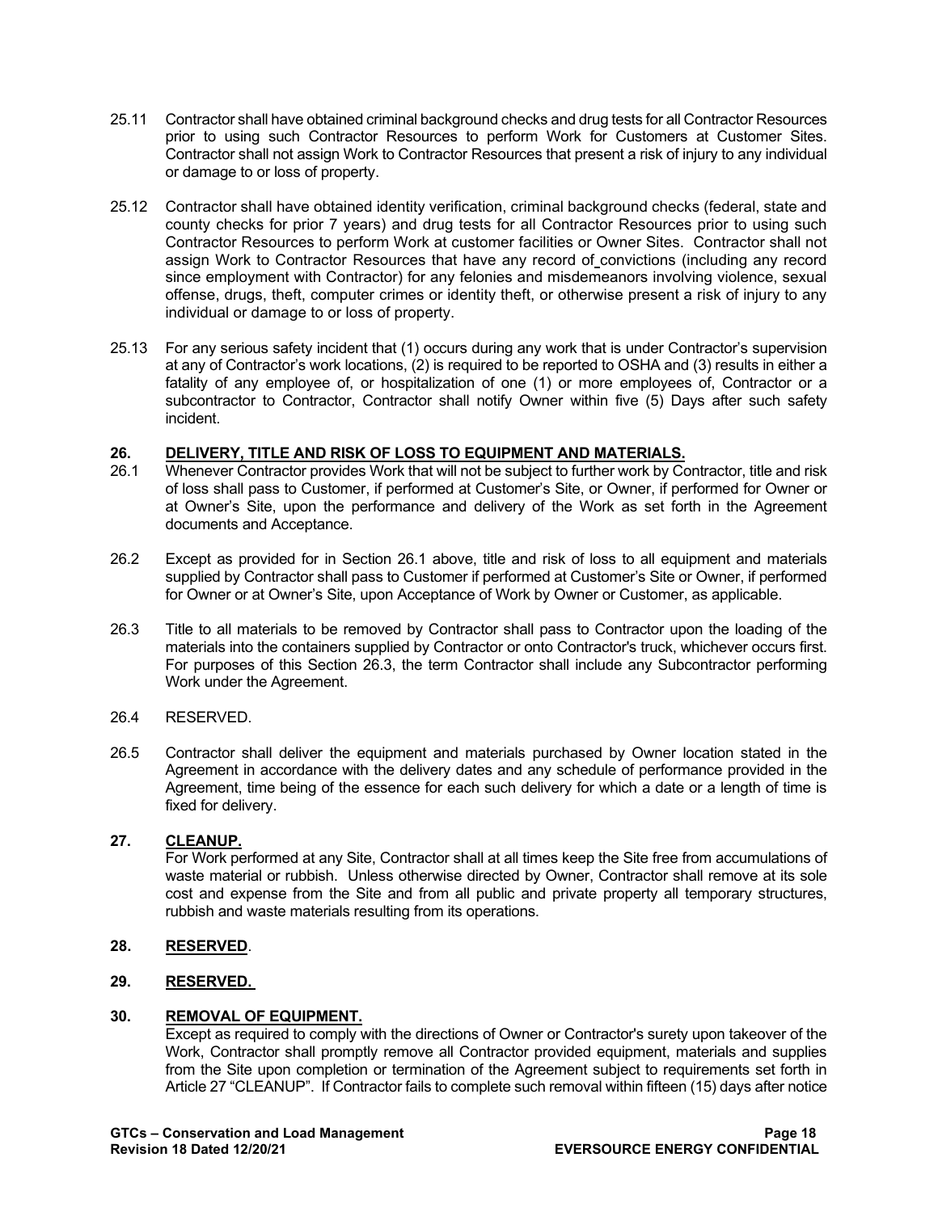25.11 Contractor shall have obtained criminal background checks and drug tests for all Contractor Resources prior to using such Contractor Resources to perform Work for Customers at Customer Sites. Contractor shall not assign Work to Contractor Resources that present a risk of injury to any individual or damage to or loss of property.

25.12 Contractor shall have obtained identity verification, criminal background checks (federal, state and county checks for prior 7 years) and drug tests for all Contractor Resources prior to using such Contractor Resources to perform Work at customer facilities or Owner Sites. Contractor shall not assign Work to Contractor Resources that have any record of convictions (including any record since employment with Contractor) for any felonies and misdemeanors involving violence, sexual offense, drugs, theft, computer crimes or identity theft, or otherwise present a risk of injury to any individual or damage to or loss of property.

25.13 For any serious safety incident that (1) occurs during any work that is under Contractor's supervision at any of Contractor's work locations, (2) is required to be reported to OSHA and (3) results in either a fatality of any employee of, or hospitalization of one (1) or more employees of, Contractor or a subcontractor to Contractor, Contractor shall notify Owner within five (5) Days after such safety incident.

## 26. DELIVERY, TITLE AND RISK OF LOSS TO EQUIPMENT AND MATERIALS.

26.1 Whenever Contractor provides Work that will not be subject to further work by Contractor, title and risk of loss shall pass to Customer, if performed at Customer's Site, or Owner, if performed for Owner or at Owner's Site, upon the performance and delivery of the Work as set forth in the Agreement documents and Acceptance.

26.2 Except as provided for in Section 26.1 above, title and risk of loss to all equipment and materials supplied by Contractor shall pass to Customer if performed at Customer's Site or Owner, if performed for Owner or at Owner's Site, upon Acceptance of Work by Owner or Customer, as applicable.

26.3 Title to all materials to be removed by Contractor shall pass to Contractor upon the loading of the materials into the containers supplied by Contractor or onto Contractor's truck, whichever occurs first. For purposes of this Section 26.3, the term Contractor shall include any Subcontractor performing Work under the Agreement.

26.4 RESERVED.

26.5 Contractor shall deliver the equipment and materials purchased by Owner location stated in the Agreement in accordance with the delivery dates and any schedule of performance provided in the Agreement, time being of the essence for each such delivery for which a date or a length of time is fixed for delivery.

## 27. CLEANUP.

For Work performed at any Site, Contractor shall at all times keep the Site free from accumulations of waste material or rubbish. Unless otherwise directed by Owner, Contractor shall remove at its sole cost and expense from the Site and from all public and private property all temporary structures, rubbish and waste materials resulting from its operations.

## 28. RESERVED.

## 29. RESERVED.

## 30. REMOVAL OF EQUIPMENT.

Except as required to comply with the directions of Owner or Contractor's surety upon takeover of the Work, Contractor shall promptly remove all Contractor provided equipment, materials and supplies from the Site upon completion or termination of the Agreement subject to requirements set forth in Article 27 "CLEANUP". If Contractor fails to complete such removal within fifteen (15) days after notice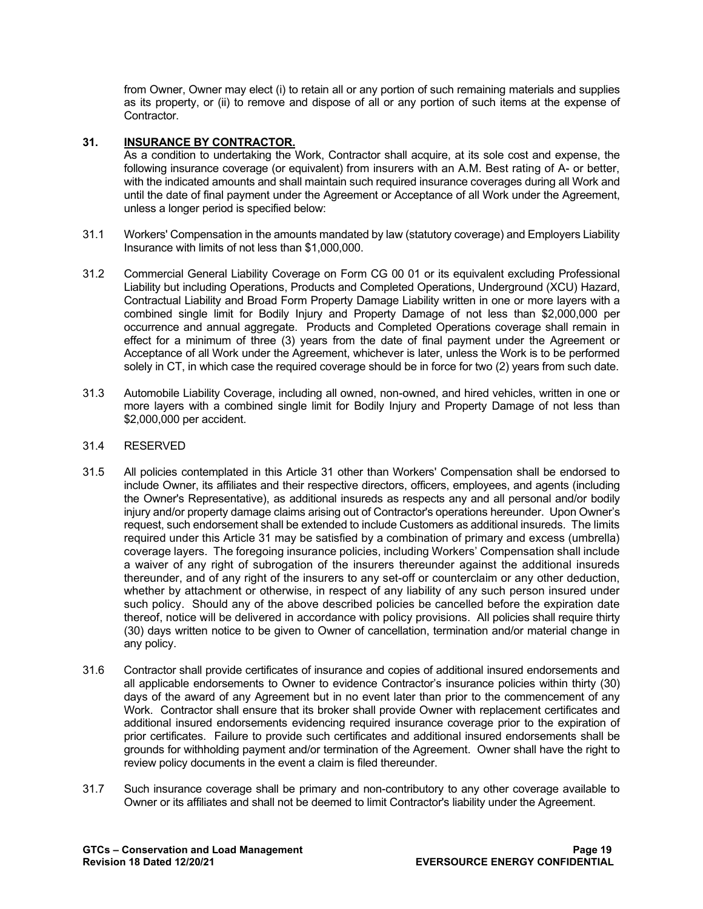from Owner, Owner may elect (i) to retain all or any portion of such remaining materials and supplies as its property, or (ii) to remove and dispose of all or any portion of such items at the expense of Contractor.

## 31. INSURANCE BY CONTRACTOR.

As a condition to undertaking the Work, Contractor shall acquire, at its sole cost and expense, the following insurance coverage (or equivalent) from insurers with an A.M. Best rating of A- or better, with the indicated amounts and shall maintain such required insurance coverages during all Work and until the date of final payment under the Agreement or Acceptance of all Work under the Agreement, unless a longer period is specified below:

31.1 Workers' Compensation in the amounts mandated by law (statutory coverage) and Employers Liability Insurance with limits of not less than $1,000,000.

31.2 Commercial General Liability Coverage on Form CG 00 01 or its equivalent excluding Professional Liability but including Operations, Products and Completed Operations, Underground (XCU) Hazard, Contractual Liability and Broad Form Property Damage Liability written in one or more layers with a combined single limit for Bodily Injury and Property Damage of not less than $2,000,000 per occurrence and annual aggregate. Products and Completed Operations coverage shall remain in effect for a minimum of three (3) years from the date of final payment under the Agreement or Acceptance of all Work under the Agreement, whichever is later, unless the Work is to be performed solely in CT, in which case the required coverage should be in force for two (2) years from such date.

31.3 Automobile Liability Coverage, including all owned, non-owned, and hired vehicles, written in one or more layers with a combined single limit for Bodily Injury and Property Damage of not less than $2,000,000 per accident.

31.4 RESERVED

31.5 All policies contemplated in this Article 31 other than Workers' Compensation shall be endorsed to include Owner, its affiliates and their respective directors, officers, employees, and agents (including the Owner's Representative), as additional insureds as respects any and all personal and/or bodily injury and/or property damage claims arising out of Contractor's operations hereunder. Upon Owner's request, such endorsement shall be extended to include Customers as additional insureds. The limits required under this Article 31 may be satisfied by a combination of primary and excess (umbrella) coverage layers. The foregoing insurance policies, including Workers' Compensation shall include a waiver of any right of subrogation of the insurers thereunder against the additional insureds thereunder, and of any right of the insurers to any set-off or counterclaim or any other deduction, whether by attachment or otherwise, in respect of any liability of any such person insured under such policy. Should any of the above described policies be cancelled before the expiration date thereof, notice will be delivered in accordance with policy provisions. All policies shall require thirty (30) days written notice to be given to Owner of cancellation, termination and/or material change in any policy.

31.6 Contractor shall provide certificates of insurance and copies of additional insured endorsements and all applicable endorsements to Owner to evidence Contractor's insurance policies within thirty (30) days of the award of any Agreement but in no event later than prior to the commencement of any Work. Contractor shall ensure that its broker shall provide Owner with replacement certificates and additional insured endorsements evidencing required insurance coverage prior to the expiration of prior certificates. Failure to provide such certificates and additional insured endorsements shall be grounds for withholding payment and/or termination of the Agreement. Owner shall have the right to review policy documents in the event a claim is filed thereunder.

31.7 Such insurance coverage shall be primary and non-contributory to any other coverage available to Owner or its affiliates and shall not be deemed to limit Contractor's liability under the Agreement.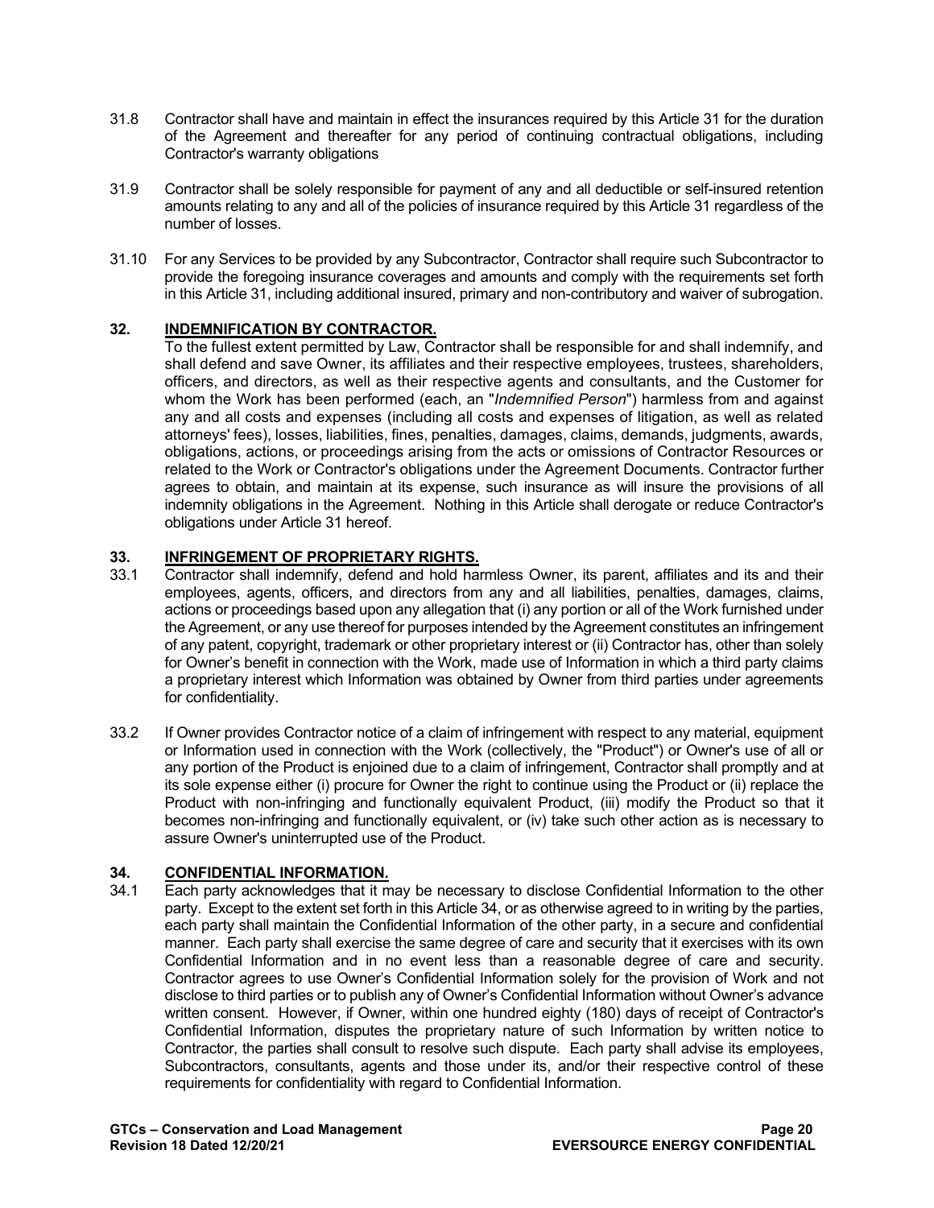31.8 Contractor shall have and maintain in effect the insurances required by this Article 31 for the duration of the Agreement and thereafter for any period of continuing contractual obligations, including Contractor's warranty obligations

31.9 Contractor shall be solely responsible for payment of any and all deductible or self-insured retention amounts relating to any and all of the policies of insurance required by this Article 31 regardless of the number of losses.

31.10 For any Services to be provided by any Subcontractor, Contractor shall require such Subcontractor to provide the foregoing insurance coverages and amounts and comply with the requirements set forth in this Article 31, including additional insured, primary and non-contributory and waiver of subrogation.

## 32. INDEMNIFICATION BY CONTRACTOR.

To the fullest extent permitted by Law, Contractor shall be responsible for and shall indemnify, and shall defend and save Owner, its affiliates and their respective employees, trustees, shareholders, officers, and directors, as well as their respective agents and consultants, and the Customer for whom the Work has been performed (each, an "*Indemnified Person*") harmless from and against any and all costs and expenses (including all costs and expenses of litigation, as well as related attorneys' fees), losses, liabilities, fines, penalties, damages, claims, demands, judgments, awards, obligations, actions, or proceedings arising from the acts or omissions of Contractor Resources or related to the Work or Contractor's obligations under the Agreement Documents. Contractor further agrees to obtain, and maintain at its expense, such insurance as will insure the provisions of all indemnity obligations in the Agreement. Nothing in this Article shall derogate or reduce Contractor's obligations under Article 31 hereof.

## 33. INFRINGEMENT OF PROPRIETARY RIGHTS.

33.1 Contractor shall indemnify, defend and hold harmless Owner, its parent, affiliates and its and their employees, agents, officers, and directors from any and all liabilities, penalties, damages, claims, actions or proceedings based upon any allegation that (i) any portion or all of the Work furnished under the Agreement, or any use thereof for purposes intended by the Agreement constitutes an infringement of any patent, copyright, trademark or other proprietary interest or (ii) Contractor has, other than solely for Owner's benefit in connection with the Work, made use of Information in which a third party claims a proprietary interest which Information was obtained by Owner from third parties under agreements for confidentiality.

33.2 If Owner provides Contractor notice of a claim of infringement with respect to any material, equipment or Information used in connection with the Work (collectively, the "Product") or Owner's use of all or any portion of the Product is enjoined due to a claim of infringement, Contractor shall promptly and at its sole expense either (i) procure for Owner the right to continue using the Product or (ii) replace the Product with non-infringing and functionally equivalent Product, (iii) modify the Product so that it becomes non-infringing and functionally equivalent, or (iv) take such other action as is necessary to assure Owner's uninterrupted use of the Product.

## 34. CONFIDENTIAL INFORMATION.

34.1 Each party acknowledges that it may be necessary to disclose Confidential Information to the other party. Except to the extent set forth in this Article 34, or as otherwise agreed to in writing by the parties, each party shall maintain the Confidential Information of the other party, in a secure and confidential manner. Each party shall exercise the same degree of care and security that it exercises with its own Confidential Information and in no event less than a reasonable degree of care and security. Contractor agrees to use Owner's Confidential Information solely for the provision of Work and not disclose to third parties or to publish any of Owner's Confidential Information without Owner's advance written consent. However, if Owner, within one hundred eighty (180) days of receipt of Contractor's Confidential Information, disputes the proprietary nature of such Information by written notice to Contractor, the parties shall consult to resolve such dispute. Each party shall advise its employees, Subcontractors, consultants, agents and those under its, and/or their respective control of these requirements for confidentiality with regard to Confidential Information.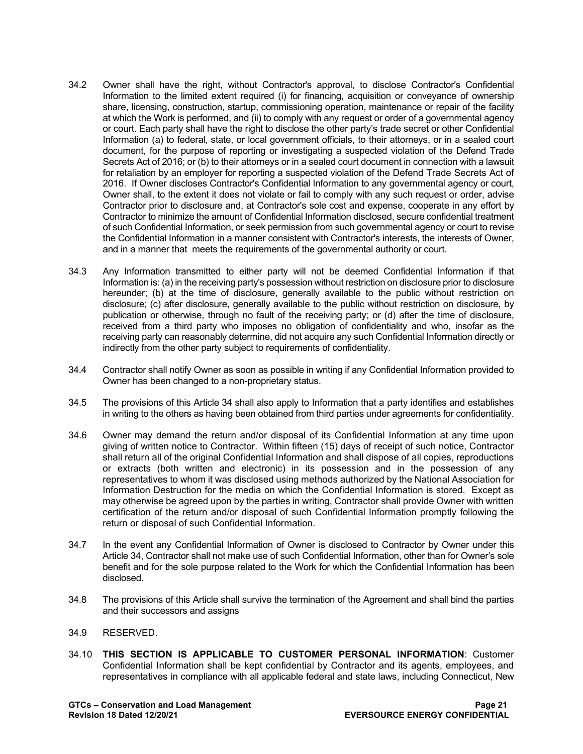34.2 Owner shall have the right, without Contractor's approval, to disclose Contractor's Confidential Information to the limited extent required (i) for financing, acquisition or conveyance of ownership share, licensing, construction, startup, commissioning operation, maintenance or repair of the facility at which the Work is performed, and (ii) to comply with any request or order of a governmental agency or court. Each party shall have the right to disclose the other party's trade secret or other Confidential Information (a) to federal, state, or local government officials, to their attorneys, or in a sealed court document, for the purpose of reporting or investigating a suspected violation of the Defend Trade Secrets Act of 2016; or (b) to their attorneys or in a sealed court document in connection with a lawsuit for retaliation by an employer for reporting a suspected violation of the Defend Trade Secrets Act of 2016. If Owner discloses Contractor's Confidential Information to any governmental agency or court, Owner shall, to the extent it does not violate or fail to comply with any such request or order, advise Contractor prior to disclosure and, at Contractor's sole cost and expense, cooperate in any effort by Contractor to minimize the amount of Confidential Information disclosed, secure confidential treatment of such Confidential Information, or seek permission from such governmental agency or court to revise the Confidential Information in a manner consistent with Contractor's interests, the interests of Owner, and in a manner that meets the requirements of the governmental authority or court.

34.3 Any Information transmitted to either party will not be deemed Confidential Information if that Information is: (a) in the receiving party's possession without restriction on disclosure prior to disclosure hereunder; (b) at the time of disclosure, generally available to the public without restriction on disclosure; (c) after disclosure, generally available to the public without restriction on disclosure, by publication or otherwise, through no fault of the receiving party; or (d) after the time of disclosure, received from a third party who imposes no obligation of confidentiality and who, insofar as the receiving party can reasonably determine, did not acquire any such Confidential Information directly or indirectly from the other party subject to requirements of confidentiality.

34.4 Contractor shall notify Owner as soon as possible in writing if any Confidential Information provided to Owner has been changed to a non-proprietary status.

34.5 The provisions of this Article 34 shall also apply to Information that a party identifies and establishes in writing to the others as having been obtained from third parties under agreements for confidentiality.

34.6 Owner may demand the return and/or disposal of its Confidential Information at any time upon giving of written notice to Contractor. Within fifteen (15) days of receipt of such notice, Contractor shall return all of the original Confidential Information and shall dispose of all copies, reproductions or extracts (both written and electronic) in its possession and in the possession of any representatives to whom it was disclosed using methods authorized by the National Association for Information Destruction for the media on which the Confidential Information is stored. Except as may otherwise be agreed upon by the parties in writing, Contractor shall provide Owner with written certification of the return and/or disposal of such Confidential Information promptly following the return or disposal of such Confidential Information.

34.7 In the event any Confidential Information of Owner is disclosed to Contractor by Owner under this Article 34, Contractor shall not make use of such Confidential Information, other than for Owner's sole benefit and for the sole purpose related to the Work for which the Confidential Information has been disclosed.

34.8 The provisions of this Article shall survive the termination of the Agreement and shall bind the parties and their successors and assigns

34.9 RESERVED.

34.10 **THIS SECTION IS APPLICABLE TO CUSTOMER PERSONAL INFORMATION**: Customer Confidential Information shall be kept confidential by Contractor and its agents, employees, and representatives in compliance with all applicable federal and state laws, including Connecticut, New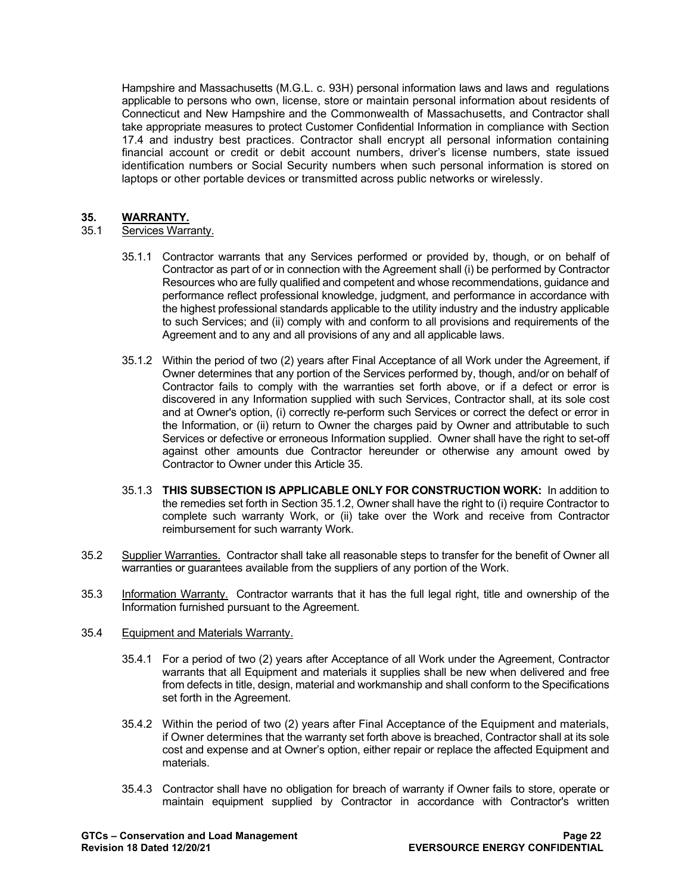Hampshire and Massachusetts (M.G.L. c. 93H) personal information laws and laws and regulations applicable to persons who own, license, store or maintain personal information about residents of Connecticut and New Hampshire and the Commonwealth of Massachusetts, and Contractor shall take appropriate measures to protect Customer Confidential Information in compliance with Section 17.4 and industry best practices. Contractor shall encrypt all personal information containing financial account or credit or debit account numbers, driver's license numbers, state issued identification numbers or Social Security numbers when such personal information is stored on laptops or other portable devices or transmitted across public networks or wirelessly.

## 35. WARRANTY.

35.1 Services Warranty.

35.1.1 Contractor warrants that any Services performed or provided by, though, or on behalf of Contractor as part of or in connection with the Agreement shall (i) be performed by Contractor Resources who are fully qualified and competent and whose recommendations, guidance and performance reflect professional knowledge, judgment, and performance in accordance with the highest professional standards applicable to the utility industry and the industry applicable to such Services; and (ii) comply with and conform to all provisions and requirements of the Agreement and to any and all provisions of any and all applicable laws.

35.1.2 Within the period of two (2) years after Final Acceptance of all Work under the Agreement, if Owner determines that any portion of the Services performed by, though, and/or on behalf of Contractor fails to comply with the warranties set forth above, or if a defect or error is discovered in any Information supplied with such Services, Contractor shall, at its sole cost and at Owner's option, (i) correctly re-perform such Services or correct the defect or error in the Information, or (ii) return to Owner the charges paid by Owner and attributable to such Services or defective or erroneous Information supplied. Owner shall have the right to set-off against other amounts due Contractor hereunder or otherwise any amount owed by Contractor to Owner under this Article 35.

35.1.3 **THIS SUBSECTION IS APPLICABLE ONLY FOR CONSTRUCTION WORK:** In addition to the remedies set forth in Section 35.1.2, Owner shall have the right to (i) require Contractor to complete such warranty Work, or (ii) take over the Work and receive from Contractor reimbursement for such warranty Work.

35.2 Supplier Warranties. Contractor shall take all reasonable steps to transfer for the benefit of Owner all warranties or guarantees available from the suppliers of any portion of the Work.

35.3 Information Warranty. Contractor warrants that it has the full legal right, title and ownership of the Information furnished pursuant to the Agreement.

35.4 Equipment and Materials Warranty.

35.4.1 For a period of two (2) years after Acceptance of all Work under the Agreement, Contractor warrants that all Equipment and materials it supplies shall be new when delivered and free from defects in title, design, material and workmanship and shall conform to the Specifications set forth in the Agreement.

35.4.2 Within the period of two (2) years after Final Acceptance of the Equipment and materials, if Owner determines that the warranty set forth above is breached, Contractor shall at its sole cost and expense and at Owner's option, either repair or replace the affected Equipment and materials.

35.4.3 Contractor shall have no obligation for breach of warranty if Owner fails to store, operate or maintain equipment supplied by Contractor in accordance with Contractor's written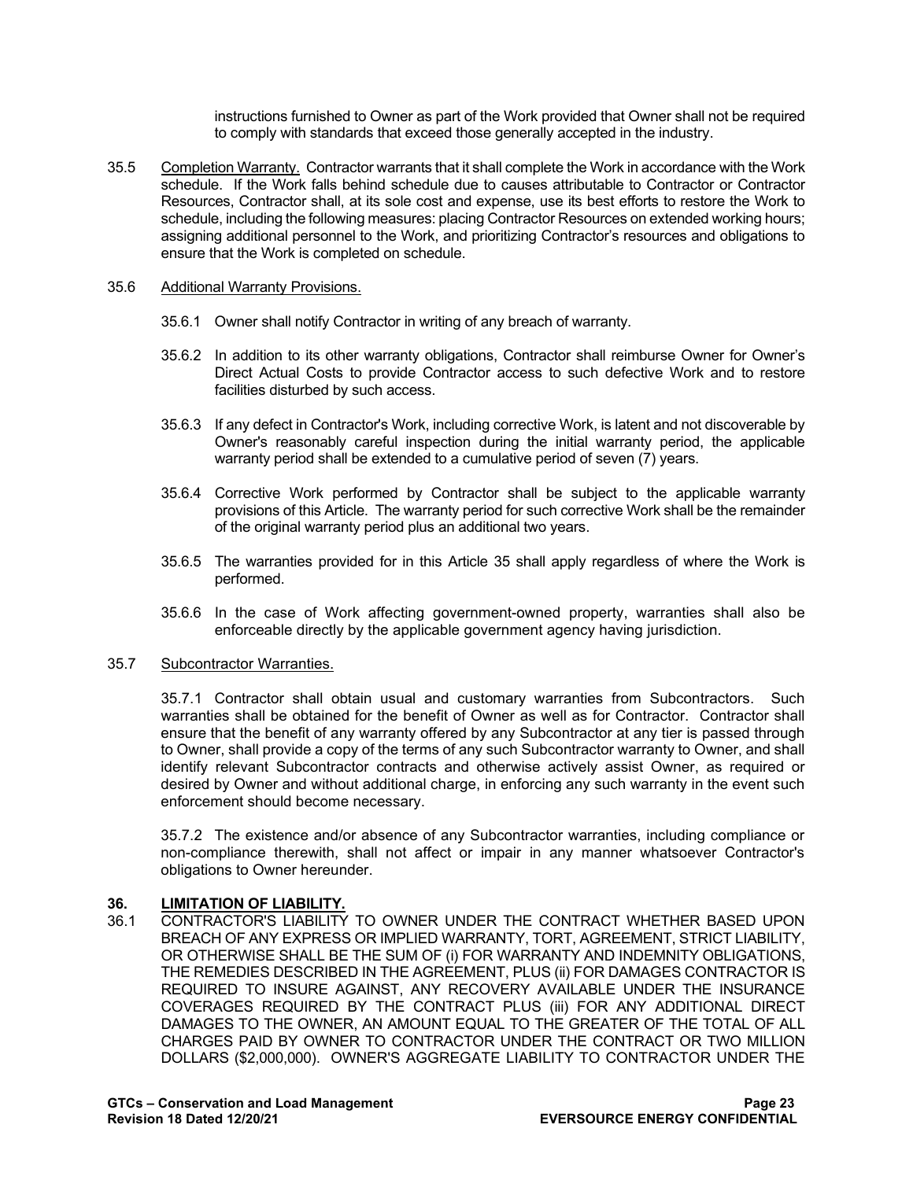instructions furnished to Owner as part of the Work provided that Owner shall not be required to comply with standards that exceed those generally accepted in the industry.

35.5 Completion Warranty. Contractor warrants that it shall complete the Work in accordance with the Work schedule. If the Work falls behind schedule due to causes attributable to Contractor or Contractor Resources, Contractor shall, at its sole cost and expense, use its best efforts to restore the Work to schedule, including the following measures: placing Contractor Resources on extended working hours; assigning additional personnel to the Work, and prioritizing Contractor's resources and obligations to ensure that the Work is completed on schedule.

35.6 Additional Warranty Provisions.

35.6.1 Owner shall notify Contractor in writing of any breach of warranty.

35.6.2 In addition to its other warranty obligations, Contractor shall reimburse Owner for Owner's Direct Actual Costs to provide Contractor access to such defective Work and to restore facilities disturbed by such access.

35.6.3 If any defect in Contractor's Work, including corrective Work, is latent and not discoverable by Owner's reasonably careful inspection during the initial warranty period, the applicable warranty period shall be extended to a cumulative period of seven (7) years.

35.6.4 Corrective Work performed by Contractor shall be subject to the applicable warranty provisions of this Article. The warranty period for such corrective Work shall be the remainder of the original warranty period plus an additional two years.

35.6.5 The warranties provided for in this Article 35 shall apply regardless of where the Work is performed.

35.6.6 In the case of Work affecting government-owned property, warranties shall also be enforceable directly by the applicable government agency having jurisdiction.

35.7 Subcontractor Warranties.

35.7.1 Contractor shall obtain usual and customary warranties from Subcontractors. Such warranties shall be obtained for the benefit of Owner as well as for Contractor. Contractor shall ensure that the benefit of any warranty offered by any Subcontractor at any tier is passed through to Owner, shall provide a copy of the terms of any such Subcontractor warranty to Owner, and shall identify relevant Subcontractor contracts and otherwise actively assist Owner, as required or desired by Owner and without additional charge, in enforcing any such warranty in the event such enforcement should become necessary.

35.7.2 The existence and/or absence of any Subcontractor warranties, including compliance or non-compliance therewith, shall not affect or impair in any manner whatsoever Contractor's obligations to Owner hereunder.

## 36. LIMITATION OF LIABILITY.

36.1 CONTRACTOR'S LIABILITY TO OWNER UNDER THE CONTRACT WHETHER BASED UPON BREACH OF ANY EXPRESS OR IMPLIED WARRANTY, TORT, AGREEMENT, STRICT LIABILITY, OR OTHERWISE SHALL BE THE SUM OF (i) FOR WARRANTY AND INDEMNITY OBLIGATIONS, THE REMEDIES DESCRIBED IN THE AGREEMENT, PLUS (ii) FOR DAMAGES CONTRACTOR IS REQUIRED TO INSURE AGAINST, ANY RECOVERY AVAILABLE UNDER THE INSURANCE COVERAGES REQUIRED BY THE CONTRACT PLUS (iii) FOR ANY ADDITIONAL DIRECT DAMAGES TO THE OWNER, AN AMOUNT EQUAL TO THE GREATER OF THE TOTAL OF ALL CHARGES PAID BY OWNER TO CONTRACTOR UNDER THE CONTRACT OR TWO MILLION DOLLARS ($2,000,000). OWNER'S AGGREGATE LIABILITY TO CONTRACTOR UNDER THE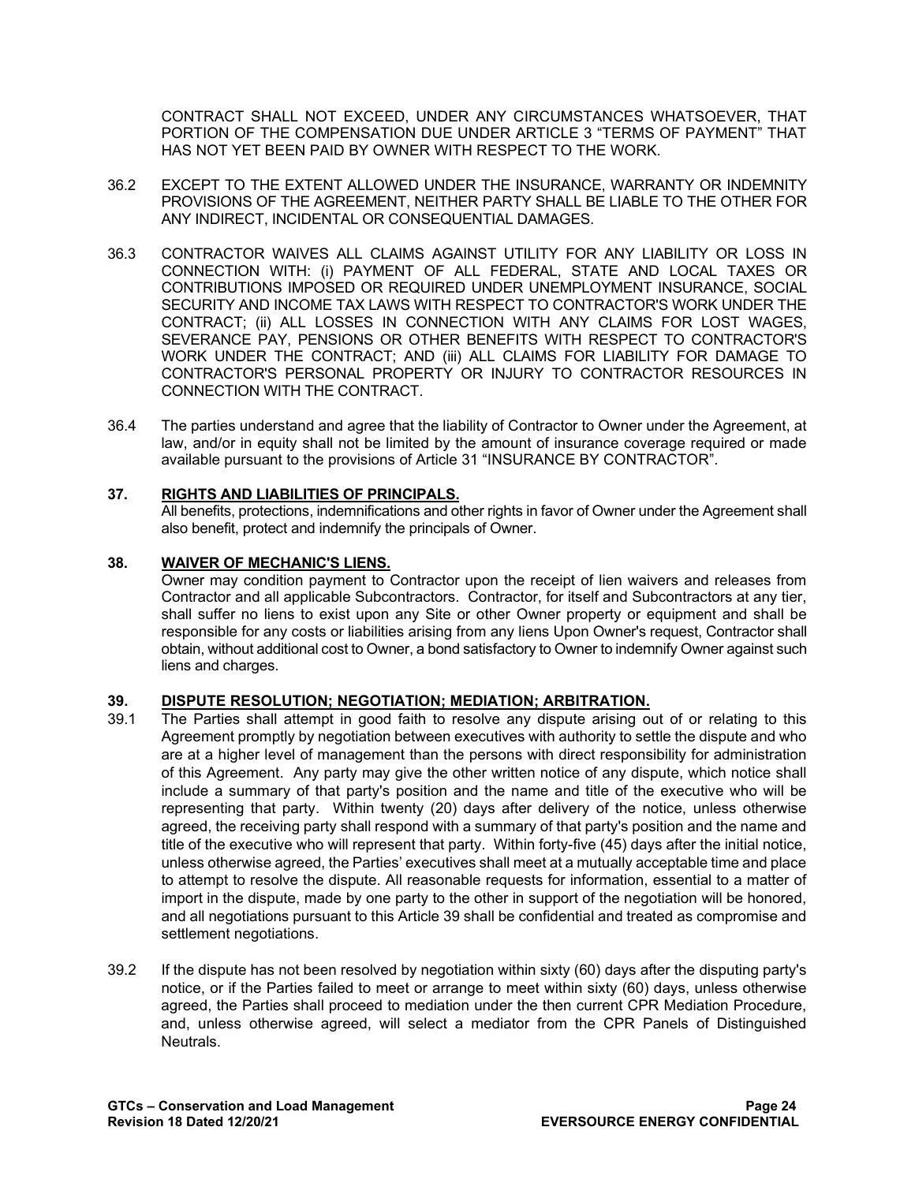CONTRACT SHALL NOT EXCEED, UNDER ANY CIRCUMSTANCES WHATSOEVER, THAT PORTION OF THE COMPENSATION DUE UNDER ARTICLE 3 "TERMS OF PAYMENT" THAT HAS NOT YET BEEN PAID BY OWNER WITH RESPECT TO THE WORK.

36.2 EXCEPT TO THE EXTENT ALLOWED UNDER THE INSURANCE, WARRANTY OR INDEMNITY PROVISIONS OF THE AGREEMENT, NEITHER PARTY SHALL BE LIABLE TO THE OTHER FOR ANY INDIRECT, INCIDENTAL OR CONSEQUENTIAL DAMAGES.

36.3 CONTRACTOR WAIVES ALL CLAIMS AGAINST UTILITY FOR ANY LIABILITY OR LOSS IN CONNECTION WITH: (i) PAYMENT OF ALL FEDERAL, STATE AND LOCAL TAXES OR CONTRIBUTIONS IMPOSED OR REQUIRED UNDER UNEMPLOYMENT INSURANCE, SOCIAL SECURITY AND INCOME TAX LAWS WITH RESPECT TO CONTRACTOR'S WORK UNDER THE CONTRACT; (ii) ALL LOSSES IN CONNECTION WITH ANY CLAIMS FOR LOST WAGES, SEVERANCE PAY, PENSIONS OR OTHER BENEFITS WITH RESPECT TO CONTRACTOR'S WORK UNDER THE CONTRACT; AND (iii) ALL CLAIMS FOR LIABILITY FOR DAMAGE TO CONTRACTOR'S PERSONAL PROPERTY OR INJURY TO CONTRACTOR RESOURCES IN CONNECTION WITH THE CONTRACT.

36.4 The parties understand and agree that the liability of Contractor to Owner under the Agreement, at law, and/or in equity shall not be limited by the amount of insurance coverage required or made available pursuant to the provisions of Article 31 "INSURANCE BY CONTRACTOR".

## 37. RIGHTS AND LIABILITIES OF PRINCIPALS.

All benefits, protections, indemnifications and other rights in favor of Owner under the Agreement shall also benefit, protect and indemnify the principals of Owner.

## 38. WAIVER OF MECHANIC'S LIENS.

Owner may condition payment to Contractor upon the receipt of lien waivers and releases from Contractor and all applicable Subcontractors. Contractor, for itself and Subcontractors at any tier, shall suffer no liens to exist upon any Site or other Owner property or equipment and shall be responsible for any costs or liabilities arising from any liens Upon Owner's request, Contractor shall obtain, without additional cost to Owner, a bond satisfactory to Owner to indemnify Owner against such liens and charges.

## 39. DISPUTE RESOLUTION; NEGOTIATION; MEDIATION; ARBITRATION.

39.1 The Parties shall attempt in good faith to resolve any dispute arising out of or relating to this Agreement promptly by negotiation between executives with authority to settle the dispute and who are at a higher level of management than the persons with direct responsibility for administration of this Agreement. Any party may give the other written notice of any dispute, which notice shall include a summary of that party's position and the name and title of the executive who will be representing that party. Within twenty (20) days after delivery of the notice, unless otherwise agreed, the receiving party shall respond with a summary of that party's position and the name and title of the executive who will represent that party. Within forty-five (45) days after the initial notice, unless otherwise agreed, the Parties' executives shall meet at a mutually acceptable time and place to attempt to resolve the dispute. All reasonable requests for information, essential to a matter of import in the dispute, made by one party to the other in support of the negotiation will be honored, and all negotiations pursuant to this Article 39 shall be confidential and treated as compromise and settlement negotiations.

39.2 If the dispute has not been resolved by negotiation within sixty (60) days after the disputing party's notice, or if the Parties failed to meet or arrange to meet within sixty (60) days, unless otherwise agreed, the Parties shall proceed to mediation under the then current CPR Mediation Procedure, and, unless otherwise agreed, will select a mediator from the CPR Panels of Distinguished Neutrals.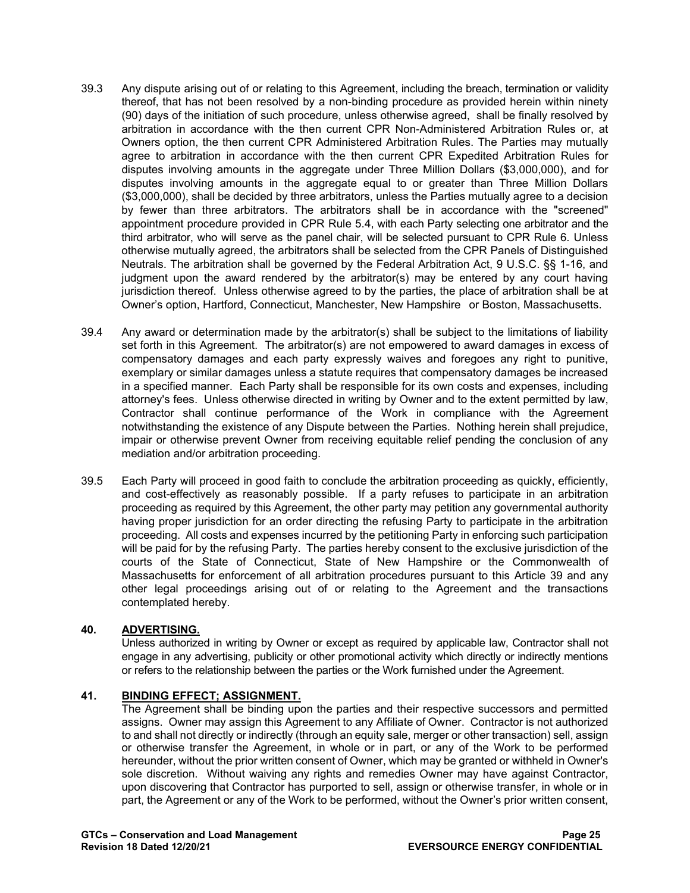39.3 Any dispute arising out of or relating to this Agreement, including the breach, termination or validity thereof, that has not been resolved by a non-binding procedure as provided herein within ninety (90) days of the initiation of such procedure, unless otherwise agreed, shall be finally resolved by arbitration in accordance with the then current CPR Non-Administered Arbitration Rules or, at Owners option, the then current CPR Administered Arbitration Rules. The Parties may mutually agree to arbitration in accordance with the then current CPR Expedited Arbitration Rules for disputes involving amounts in the aggregate under Three Million Dollars ($3,000,000), and for disputes involving amounts in the aggregate equal to or greater than Three Million Dollars ($3,000,000), shall be decided by three arbitrators, unless the Parties mutually agree to a decision by fewer than three arbitrators. The arbitrators shall be in accordance with the "screened" appointment procedure provided in CPR Rule 5.4, with each Party selecting one arbitrator and the third arbitrator, who will serve as the panel chair, will be selected pursuant to CPR Rule 6. Unless otherwise mutually agreed, the arbitrators shall be selected from the CPR Panels of Distinguished Neutrals. The arbitration shall be governed by the Federal Arbitration Act, 9 U.S.C. §§ 1-16, and judgment upon the award rendered by the arbitrator(s) may be entered by any court having jurisdiction thereof. Unless otherwise agreed to by the parties, the place of arbitration shall be at Owner's option, Hartford, Connecticut, Manchester, New Hampshire or Boston, Massachusetts.

39.4 Any award or determination made by the arbitrator(s) shall be subject to the limitations of liability set forth in this Agreement. The arbitrator(s) are not empowered to award damages in excess of compensatory damages and each party expressly waives and foregoes any right to punitive, exemplary or similar damages unless a statute requires that compensatory damages be increased in a specified manner. Each Party shall be responsible for its own costs and expenses, including attorney's fees. Unless otherwise directed in writing by Owner and to the extent permitted by law, Contractor shall continue performance of the Work in compliance with the Agreement notwithstanding the existence of any Dispute between the Parties. Nothing herein shall prejudice, impair or otherwise prevent Owner from receiving equitable relief pending the conclusion of any mediation and/or arbitration proceeding.

39.5 Each Party will proceed in good faith to conclude the arbitration proceeding as quickly, efficiently, and cost-effectively as reasonably possible. If a party refuses to participate in an arbitration proceeding as required by this Agreement, the other party may petition any governmental authority having proper jurisdiction for an order directing the refusing Party to participate in the arbitration proceeding. All costs and expenses incurred by the petitioning Party in enforcing such participation will be paid for by the refusing Party. The parties hereby consent to the exclusive jurisdiction of the courts of the State of Connecticut, State of New Hampshire or the Commonwealth of Massachusetts for enforcement of all arbitration procedures pursuant to this Article 39 and any other legal proceedings arising out of or relating to the Agreement and the transactions contemplated hereby.

## 40. ADVERTISING.

Unless authorized in writing by Owner or except as required by applicable law, Contractor shall not engage in any advertising, publicity or other promotional activity which directly or indirectly mentions or refers to the relationship between the parties or the Work furnished under the Agreement.

## 41. BINDING EFFECT; ASSIGNMENT.

The Agreement shall be binding upon the parties and their respective successors and permitted assigns. Owner may assign this Agreement to any Affiliate of Owner. Contractor is not authorized to and shall not directly or indirectly (through an equity sale, merger or other transaction) sell, assign or otherwise transfer the Agreement, in whole or in part, or any of the Work to be performed hereunder, without the prior written consent of Owner, which may be granted or withheld in Owner's sole discretion. Without waiving any rights and remedies Owner may have against Contractor, upon discovering that Contractor has purported to sell, assign or otherwise transfer, in whole or in part, the Agreement or any of the Work to be performed, without the Owner's prior written consent,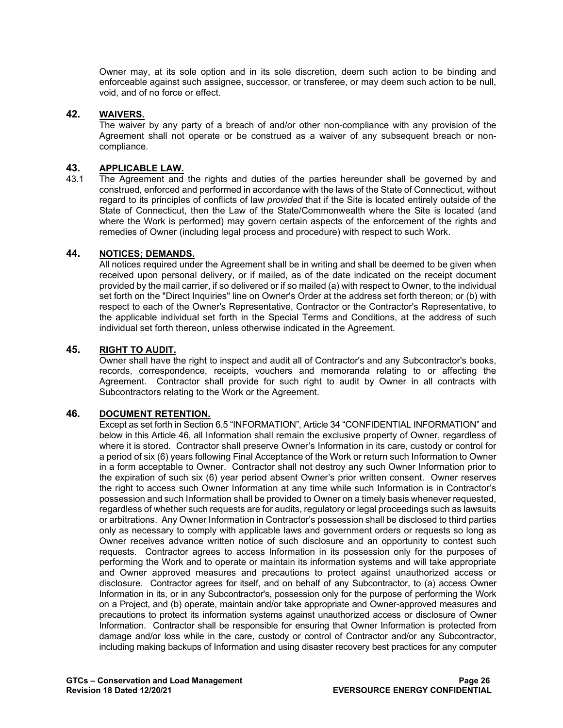Owner may, at its sole option and in its sole discretion, deem such action to be binding and enforceable against such assignee, successor, or transferee, or may deem such action to be null, void, and of no force or effect.

## 42. WAIVERS.

The waiver by any party of a breach of and/or other non-compliance with any provision of the Agreement shall not operate or be construed as a waiver of any subsequent breach or non-compliance.

## 43. APPLICABLE LAW.

43.1 The Agreement and the rights and duties of the parties hereunder shall be governed by and construed, enforced and performed in accordance with the laws of the State of Connecticut, without regard to its principles of conflicts of law *provided* that if the Site is located entirely outside of the State of Connecticut, then the Law of the State/Commonwealth where the Site is located (and where the Work is performed) may govern certain aspects of the enforcement of the rights and remedies of Owner (including legal process and procedure) with respect to such Work.

## 44. NOTICES; DEMANDS.

All notices required under the Agreement shall be in writing and shall be deemed to be given when received upon personal delivery, or if mailed, as of the date indicated on the receipt document provided by the mail carrier, if so delivered or if so mailed (a) with respect to Owner, to the individual set forth on the "Direct Inquiries" line on Owner's Order at the address set forth thereon; or (b) with respect to each of the Owner's Representative, Contractor or the Contractor's Representative, to the applicable individual set forth in the Special Terms and Conditions, at the address of such individual set forth thereon, unless otherwise indicated in the Agreement.

## 45. RIGHT TO AUDIT.

Owner shall have the right to inspect and audit all of Contractor's and any Subcontractor's books, records, correspondence, receipts, vouchers and memoranda relating to or affecting the Agreement. Contractor shall provide for such right to audit by Owner in all contracts with Subcontractors relating to the Work or the Agreement.

## 46. DOCUMENT RETENTION.

Except as set forth in Section 6.5 "INFORMATION", Article 34 "CONFIDENTIAL INFORMATION" and below in this Article 46, all Information shall remain the exclusive property of Owner, regardless of where it is stored. Contractor shall preserve Owner's Information in its care, custody or control for a period of six (6) years following Final Acceptance of the Work or return such Information to Owner in a form acceptable to Owner. Contractor shall not destroy any such Owner Information prior to the expiration of such six (6) year period absent Owner's prior written consent. Owner reserves the right to access such Owner Information at any time while such Information is in Contractor's possession and such Information shall be provided to Owner on a timely basis whenever requested, regardless of whether such requests are for audits, regulatory or legal proceedings such as lawsuits or arbitrations. Any Owner Information in Contractor's possession shall be disclosed to third parties only as necessary to comply with applicable laws and government orders or requests so long as Owner receives advance written notice of such disclosure and an opportunity to contest such requests. Contractor agrees to access Information in its possession only for the purposes of performing the Work and to operate or maintain its information systems and will take appropriate and Owner approved measures and precautions to protect against unauthorized access or disclosure. Contractor agrees for itself, and on behalf of any Subcontractor, to (a) access Owner Information in its, or in any Subcontractor's, possession only for the purpose of performing the Work on a Project, and (b) operate, maintain and/or take appropriate and Owner-approved measures and precautions to protect its information systems against unauthorized access or disclosure of Owner Information. Contractor shall be responsible for ensuring that Owner Information is protected from damage and/or loss while in the care, custody or control of Contractor and/or any Subcontractor, including making backups of Information and using disaster recovery best practices for any computer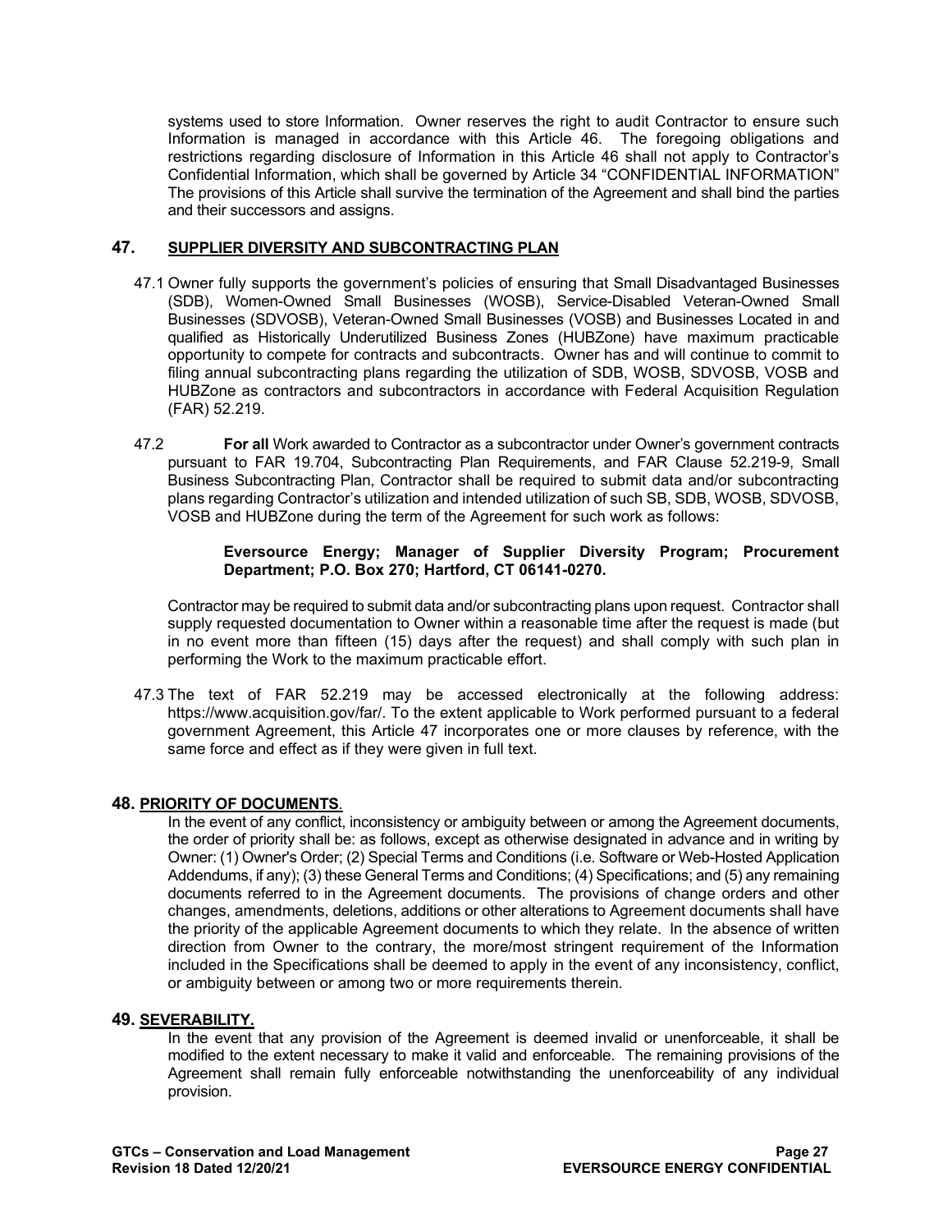systems used to store Information. Owner reserves the right to audit Contractor to ensure such Information is managed in accordance with this Article 46. The foregoing obligations and restrictions regarding disclosure of Information in this Article 46 shall not apply to Contractor's Confidential Information, which shall be governed by Article 34 "CONFIDENTIAL INFORMATION" The provisions of this Article shall survive the termination of the Agreement and shall bind the parties and their successors and assigns.

## 47. SUPPLIER DIVERSITY AND SUBCONTRACTING PLAN

47.1 Owner fully supports the government's policies of ensuring that Small Disadvantaged Businesses (SDB), Women-Owned Small Businesses (WOSB), Service-Disabled Veteran-Owned Small Businesses (SDVOSB), Veteran-Owned Small Businesses (VOSB) and Businesses Located in and qualified as Historically Underutilized Business Zones (HUBZone) have maximum practicable opportunity to compete for contracts and subcontracts. Owner has and will continue to commit to filing annual subcontracting plans regarding the utilization of SDB, WOSB, SDVOSB, VOSB and HUBZone as contractors and subcontractors in accordance with Federal Acquisition Regulation (FAR) 52.219.

47.2 **For all** Work awarded to Contractor as a subcontractor under Owner's government contracts pursuant to FAR 19.704, Subcontracting Plan Requirements, and FAR Clause 52.219-9, Small Business Subcontracting Plan, Contractor shall be required to submit data and/or subcontracting plans regarding Contractor's utilization and intended utilization of such SB, SDB, WOSB, SDVOSB, VOSB and HUBZone during the term of the Agreement for such work as follows:

> **Eversource Energy; Manager of Supplier Diversity Program; Procurement Department; P.O. Box 270; Hartford, CT 06141-0270.**

Contractor may be required to submit data and/or subcontracting plans upon request. Contractor shall supply requested documentation to Owner within a reasonable time after the request is made (but in no event more than fifteen (15) days after the request) and shall comply with such plan in performing the Work to the maximum practicable effort.

47.3 The text of FAR 52.219 may be accessed electronically at the following address: https://www.acquisition.gov/far/. To the extent applicable to Work performed pursuant to a federal government Agreement, this Article 47 incorporates one or more clauses by reference, with the same force and effect as if they were given in full text.

## 48. PRIORITY OF DOCUMENTS.

In the event of any conflict, inconsistency or ambiguity between or among the Agreement documents, the order of priority shall be: as follows, except as otherwise designated in advance and in writing by Owner: (1) Owner's Order; (2) Special Terms and Conditions (i.e. Software or Web-Hosted Application Addendums, if any); (3) these General Terms and Conditions; (4) Specifications; and (5) any remaining documents referred to in the Agreement documents. The provisions of change orders and other changes, amendments, deletions, additions or other alterations to Agreement documents shall have the priority of the applicable Agreement documents to which they relate. In the absence of written direction from Owner to the contrary, the more/most stringent requirement of the Information included in the Specifications shall be deemed to apply in the event of any inconsistency, conflict, or ambiguity between or among two or more requirements therein.

## 49. SEVERABILITY.

In the event that any provision of the Agreement is deemed invalid or unenforceable, it shall be modified to the extent necessary to make it valid and enforceable. The remaining provisions of the Agreement shall remain fully enforceable notwithstanding the unenforceability of any individual provision.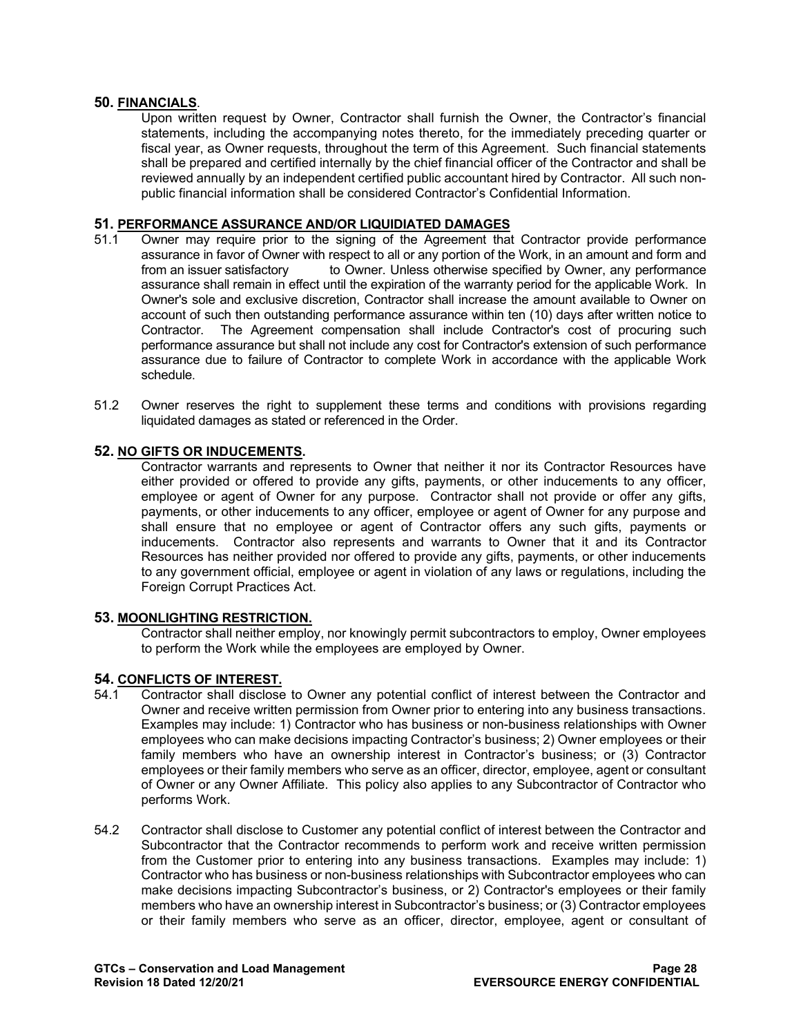## 50. FINANCIALS.

Upon written request by Owner, Contractor shall furnish the Owner, the Contractor's financial statements, including the accompanying notes thereto, for the immediately preceding quarter or fiscal year, as Owner requests, throughout the term of this Agreement. Such financial statements shall be prepared and certified internally by the chief financial officer of the Contractor and shall be reviewed annually by an independent certified public accountant hired by Contractor. All such non-public financial information shall be considered Contractor's Confidential Information.

## 51. PERFORMANCE ASSURANCE AND/OR LIQUIDIATED DAMAGES

51.1 Owner may require prior to the signing of the Agreement that Contractor provide performance assurance in favor of Owner with respect to all or any portion of the Work, in an amount and form and from an issuer satisfactory to Owner. Unless otherwise specified by Owner, any performance assurance shall remain in effect until the expiration of the warranty period for the applicable Work. In Owner's sole and exclusive discretion, Contractor shall increase the amount available to Owner on account of such then outstanding performance assurance within ten (10) days after written notice to Contractor. The Agreement compensation shall include Contractor's cost of procuring such performance assurance but shall not include any cost for Contractor's extension of such performance assurance due to failure of Contractor to complete Work in accordance with the applicable Work schedule.

51.2 Owner reserves the right to supplement these terms and conditions with provisions regarding liquidated damages as stated or referenced in the Order.

## 52. NO GIFTS OR INDUCEMENTS.

Contractor warrants and represents to Owner that neither it nor its Contractor Resources have either provided or offered to provide any gifts, payments, or other inducements to any officer, employee or agent of Owner for any purpose. Contractor shall not provide or offer any gifts, payments, or other inducements to any officer, employee or agent of Owner for any purpose and shall ensure that no employee or agent of Contractor offers any such gifts, payments or inducements. Contractor also represents and warrants to Owner that it and its Contractor Resources has neither provided nor offered to provide any gifts, payments, or other inducements to any government official, employee or agent in violation of any laws or regulations, including the Foreign Corrupt Practices Act.

## 53. MOONLIGHTING RESTRICTION.

Contractor shall neither employ, nor knowingly permit subcontractors to employ, Owner employees to perform the Work while the employees are employed by Owner.

## 54. CONFLICTS OF INTEREST.

54.1 Contractor shall disclose to Owner any potential conflict of interest between the Contractor and Owner and receive written permission from Owner prior to entering into any business transactions. Examples may include: 1) Contractor who has business or non-business relationships with Owner employees who can make decisions impacting Contractor's business; 2) Owner employees or their family members who have an ownership interest in Contractor's business; or (3) Contractor employees or their family members who serve as an officer, director, employee, agent or consultant of Owner or any Owner Affiliate. This policy also applies to any Subcontractor of Contractor who performs Work.

54.2 Contractor shall disclose to Customer any potential conflict of interest between the Contractor and Subcontractor that the Contractor recommends to perform work and receive written permission from the Customer prior to entering into any business transactions. Examples may include: 1) Contractor who has business or non-business relationships with Subcontractor employees who can make decisions impacting Subcontractor's business, or 2) Contractor's employees or their family members who have an ownership interest in Subcontractor's business; or (3) Contractor employees or their family members who serve as an officer, director, employee, agent or consultant of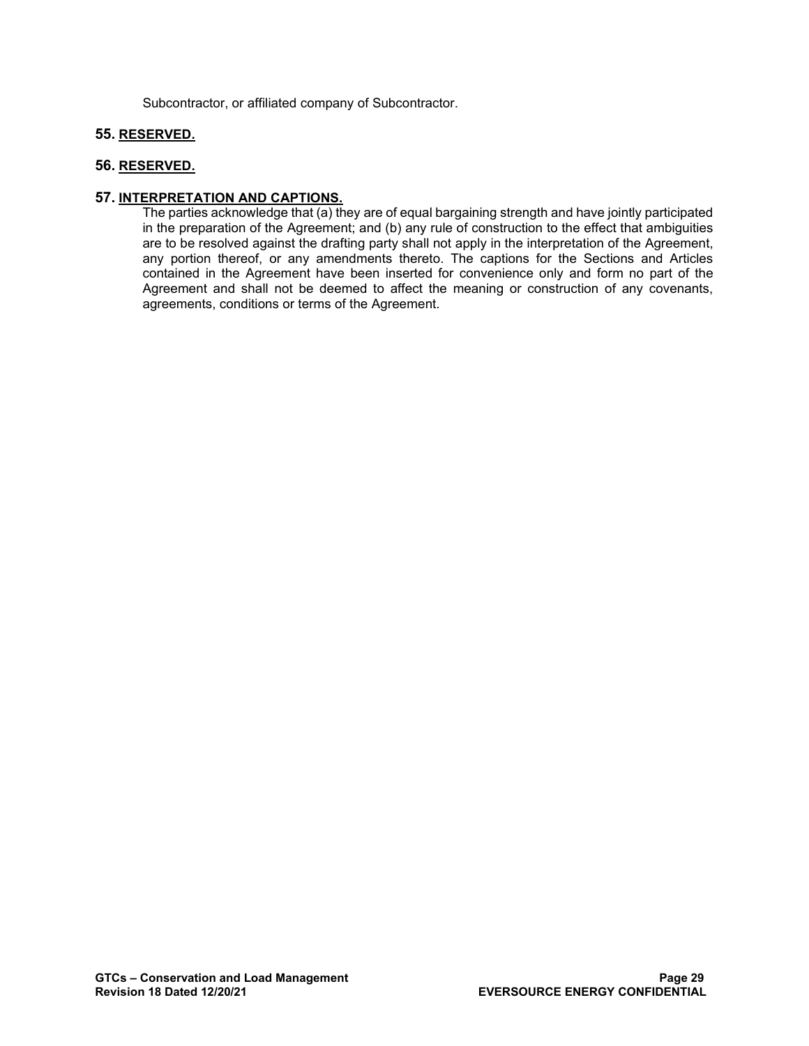Subcontractor, or affiliated company of Subcontractor.

## 55. <u>RESERVED.</u>

## 56. <u>RESERVED.</u>

## 57. <u>INTERPRETATION AND CAPTIONS.</u>

The parties acknowledge that (a) they are of equal bargaining strength and have jointly participated in the preparation of the Agreement; and (b) any rule of construction to the effect that ambiguities are to be resolved against the drafting party shall not apply in the interpretation of the Agreement, any portion thereof, or any amendments thereto. The captions for the Sections and Articles contained in the Agreement have been inserted for convenience only and form no part of the Agreement and shall not be deemed to affect the meaning or construction of any covenants, agreements, conditions or terms of the Agreement.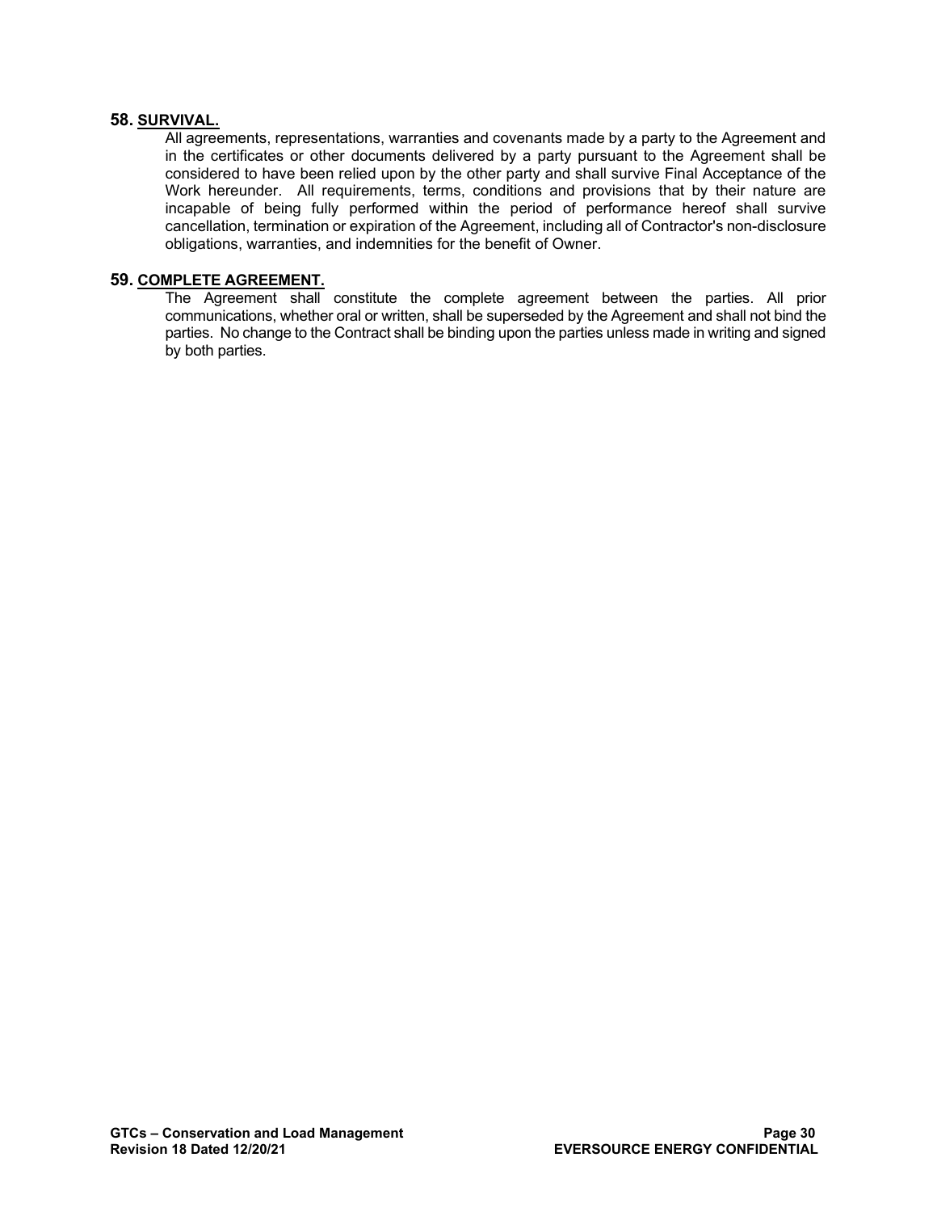## 58. SURVIVAL.

All agreements, representations, warranties and covenants made by a party to the Agreement and in the certificates or other documents delivered by a party pursuant to the Agreement shall be considered to have been relied upon by the other party and shall survive Final Acceptance of the Work hereunder. All requirements, terms, conditions and provisions that by their nature are incapable of being fully performed within the period of performance hereof shall survive cancellation, termination or expiration of the Agreement, including all of Contractor's non-disclosure obligations, warranties, and indemnities for the benefit of Owner.

## 59. COMPLETE AGREEMENT.

The Agreement shall constitute the complete agreement between the parties. All prior communications, whether oral or written, shall be superseded by the Agreement and shall not bind the parties. No change to the Contract shall be binding upon the parties unless made in writing and signed by both parties.